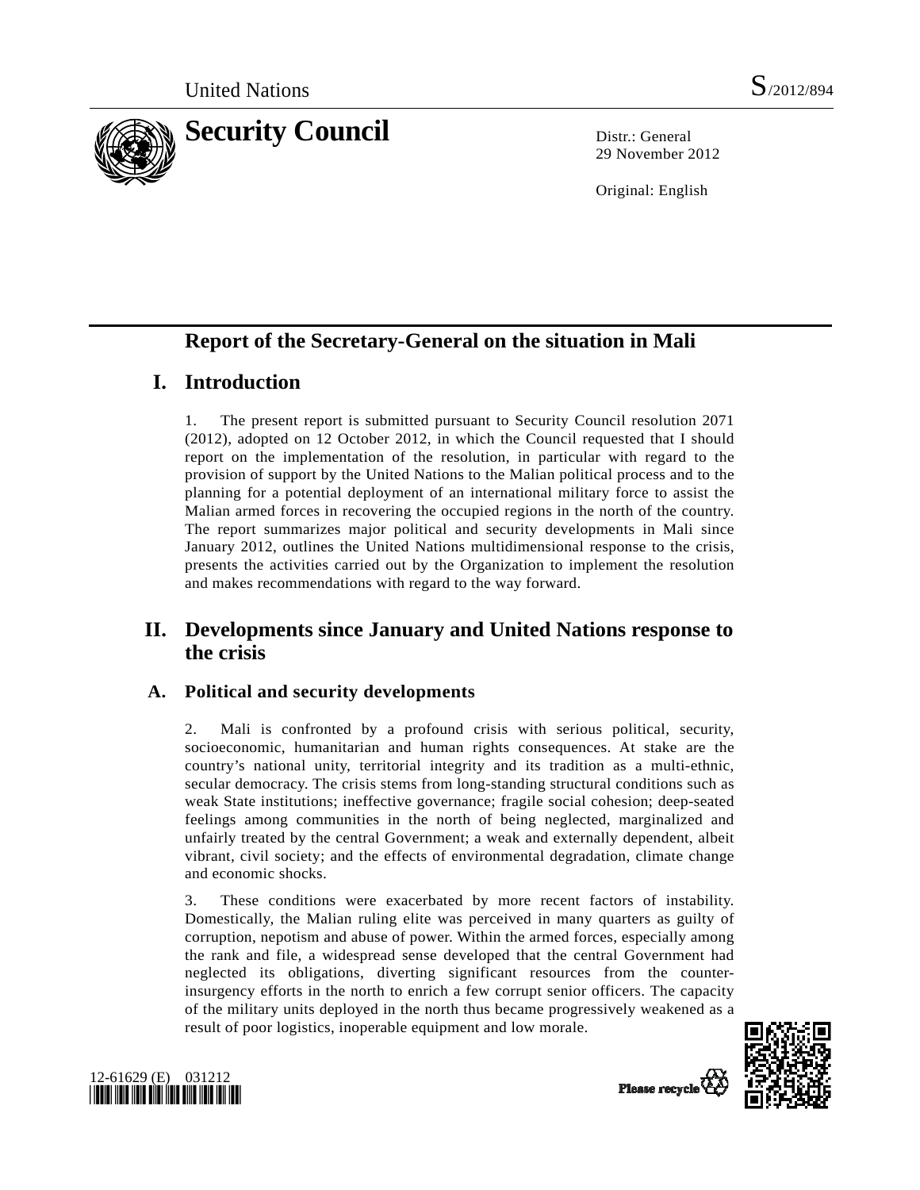United Nations S/2012/894

# Security Council

Distr.: General
29 November 2012

Original: English

## Report of the Secretary-General on the situation in Mali

## I. Introduction

1. The present report is submitted pursuant to Security Council resolution 2071 (2012), adopted on 12 October 2012, in which the Council requested that I should report on the implementation of the resolution, in particular with regard to the provision of support by the United Nations to the Malian political process and to the planning for a potential deployment of an international military force to assist the Malian armed forces in recovering the occupied regions in the north of the country. The report summarizes major political and security developments in Mali since January 2012, outlines the United Nations multidimensional response to the crisis, presents the activities carried out by the Organization to implement the resolution and makes recommendations with regard to the way forward.

## II. Developments since January and United Nations response to the crisis

### A. Political and security developments

2. Mali is confronted by a profound crisis with serious political, security, socioeconomic, humanitarian and human rights consequences. At stake are the country's national unity, territorial integrity and its tradition as a multi-ethnic, secular democracy. The crisis stems from long-standing structural conditions such as weak State institutions; ineffective governance; fragile social cohesion; deep-seated feelings among communities in the north of being neglected, marginalized and unfairly treated by the central Government; a weak and externally dependent, albeit vibrant, civil society; and the effects of environmental degradation, climate change and economic shocks.

3. These conditions were exacerbated by more recent factors of instability. Domestically, the Malian ruling elite was perceived in many quarters as guilty of corruption, nepotism and abuse of power. Within the armed forces, especially among the rank and file, a widespread sense developed that the central Government had neglected its obligations, diverting significant resources from the counter-insurgency efforts in the north to enrich a few corrupt senior officers. The capacity of the military units deployed in the north thus became progressively weakened as a result of poor logistics, inoperable equipment and low morale.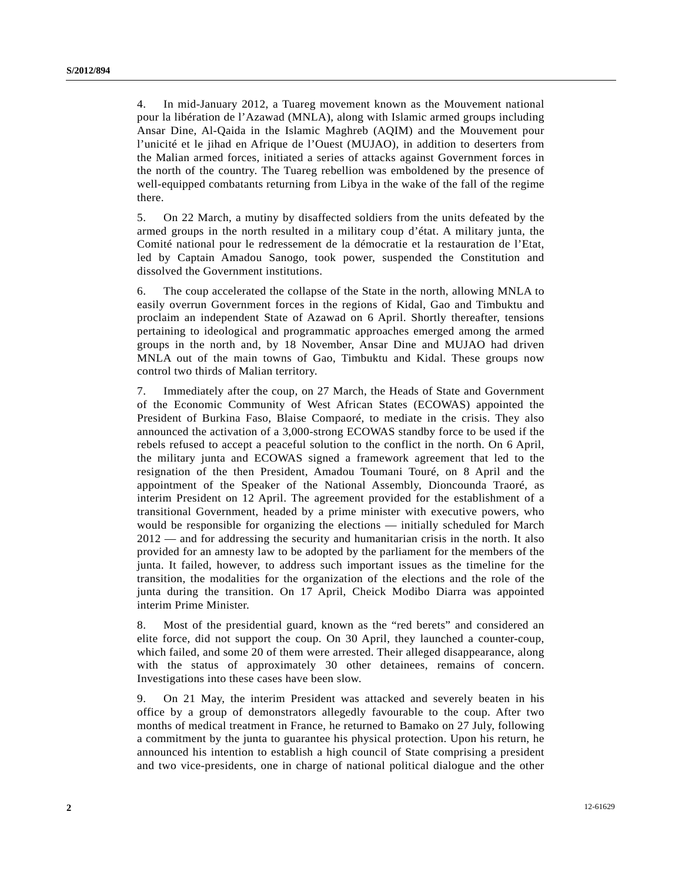4. In mid-January 2012, a Tuareg movement known as the Mouvement national pour la libération de l'Azawad (MNLA), along with Islamic armed groups including Ansar Dine, Al-Qaida in the Islamic Maghreb (AQIM) and the Mouvement pour l'unicité et le jihad en Afrique de l'Ouest (MUJAO), in addition to deserters from the Malian armed forces, initiated a series of attacks against Government forces in the north of the country. The Tuareg rebellion was emboldened by the presence of well-equipped combatants returning from Libya in the wake of the fall of the regime there.

5. On 22 March, a mutiny by disaffected soldiers from the units defeated by the armed groups in the north resulted in a military coup d'état. A military junta, the Comité national pour le redressement de la démocratie et la restauration de l'Etat, led by Captain Amadou Sanogo, took power, suspended the Constitution and dissolved the Government institutions.

6. The coup accelerated the collapse of the State in the north, allowing MNLA to easily overrun Government forces in the regions of Kidal, Gao and Timbuktu and proclaim an independent State of Azawad on 6 April. Shortly thereafter, tensions pertaining to ideological and programmatic approaches emerged among the armed groups in the north and, by 18 November, Ansar Dine and MUJAO had driven MNLA out of the main towns of Gao, Timbuktu and Kidal. These groups now control two thirds of Malian territory.

7. Immediately after the coup, on 27 March, the Heads of State and Government of the Economic Community of West African States (ECOWAS) appointed the President of Burkina Faso, Blaise Compaoré, to mediate in the crisis. They also announced the activation of a 3,000-strong ECOWAS standby force to be used if the rebels refused to accept a peaceful solution to the conflict in the north. On 6 April, the military junta and ECOWAS signed a framework agreement that led to the resignation of the then President, Amadou Toumani Touré, on 8 April and the appointment of the Speaker of the National Assembly, Dioncounda Traoré, as interim President on 12 April. The agreement provided for the establishment of a transitional Government, headed by a prime minister with executive powers, who would be responsible for organizing the elections — initially scheduled for March 2012 — and for addressing the security and humanitarian crisis in the north. It also provided for an amnesty law to be adopted by the parliament for the members of the junta. It failed, however, to address such important issues as the timeline for the transition, the modalities for the organization of the elections and the role of the junta during the transition. On 17 April, Cheick Modibo Diarra was appointed interim Prime Minister.

8. Most of the presidential guard, known as the "red berets" and considered an elite force, did not support the coup. On 30 April, they launched a counter-coup, which failed, and some 20 of them were arrested. Their alleged disappearance, along with the status of approximately 30 other detainees, remains of concern. Investigations into these cases have been slow.

9. On 21 May, the interim President was attacked and severely beaten in his office by a group of demonstrators allegedly favourable to the coup. After two months of medical treatment in France, he returned to Bamako on 27 July, following a commitment by the junta to guarantee his physical protection. Upon his return, he announced his intention to establish a high council of State comprising a president and two vice-presidents, one in charge of national political dialogue and the other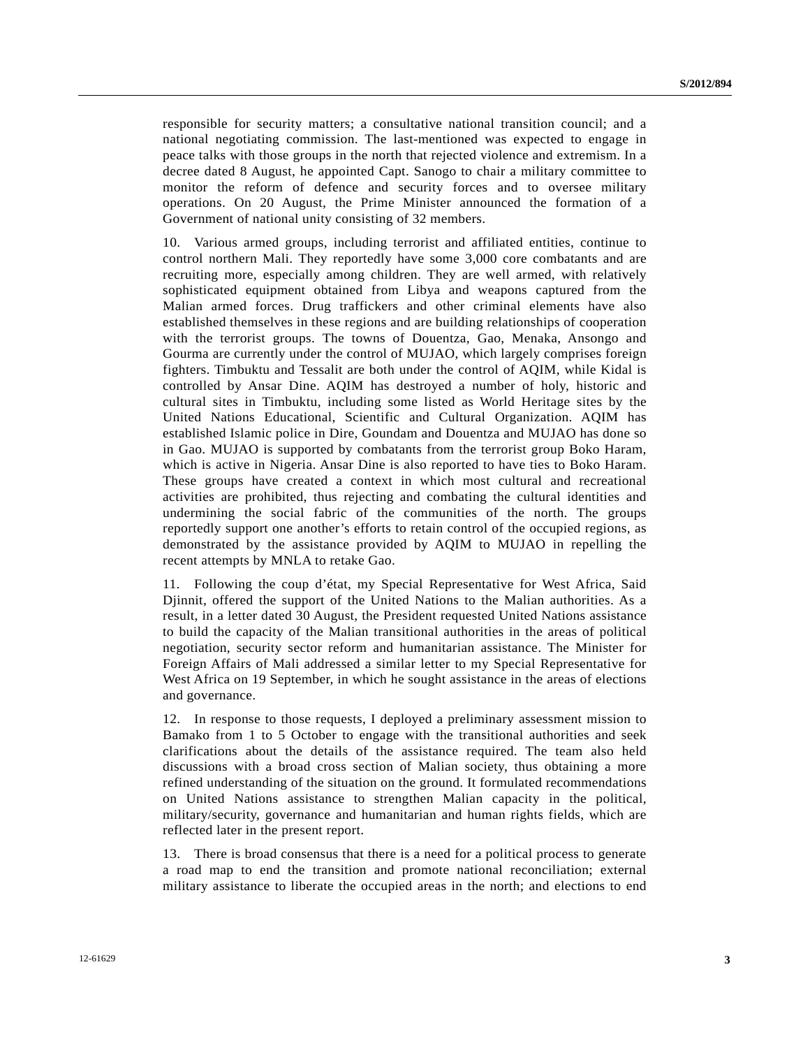responsible for security matters; a consultative national transition council; and a national negotiating commission. The last-mentioned was expected to engage in peace talks with those groups in the north that rejected violence and extremism. In a decree dated 8 August, he appointed Capt. Sanogo to chair a military committee to monitor the reform of defence and security forces and to oversee military operations. On 20 August, the Prime Minister announced the formation of a Government of national unity consisting of 32 members.

10. Various armed groups, including terrorist and affiliated entities, continue to control northern Mali. They reportedly have some 3,000 core combatants and are recruiting more, especially among children. They are well armed, with relatively sophisticated equipment obtained from Libya and weapons captured from the Malian armed forces. Drug traffickers and other criminal elements have also established themselves in these regions and are building relationships of cooperation with the terrorist groups. The towns of Douentza, Gao, Menaka, Ansongo and Gourma are currently under the control of MUJAO, which largely comprises foreign fighters. Timbuktu and Tessalit are both under the control of AQIM, while Kidal is controlled by Ansar Dine. AQIM has destroyed a number of holy, historic and cultural sites in Timbuktu, including some listed as World Heritage sites by the United Nations Educational, Scientific and Cultural Organization. AQIM has established Islamic police in Dire, Goundam and Douentza and MUJAO has done so in Gao. MUJAO is supported by combatants from the terrorist group Boko Haram, which is active in Nigeria. Ansar Dine is also reported to have ties to Boko Haram. These groups have created a context in which most cultural and recreational activities are prohibited, thus rejecting and combating the cultural identities and undermining the social fabric of the communities of the north. The groups reportedly support one another's efforts to retain control of the occupied regions, as demonstrated by the assistance provided by AQIM to MUJAO in repelling the recent attempts by MNLA to retake Gao.

11. Following the coup d'état, my Special Representative for West Africa, Said Djinnit, offered the support of the United Nations to the Malian authorities. As a result, in a letter dated 30 August, the President requested United Nations assistance to build the capacity of the Malian transitional authorities in the areas of political negotiation, security sector reform and humanitarian assistance. The Minister for Foreign Affairs of Mali addressed a similar letter to my Special Representative for West Africa on 19 September, in which he sought assistance in the areas of elections and governance.

12. In response to those requests, I deployed a preliminary assessment mission to Bamako from 1 to 5 October to engage with the transitional authorities and seek clarifications about the details of the assistance required. The team also held discussions with a broad cross section of Malian society, thus obtaining a more refined understanding of the situation on the ground. It formulated recommendations on United Nations assistance to strengthen Malian capacity in the political, military/security, governance and humanitarian and human rights fields, which are reflected later in the present report.

13. There is broad consensus that there is a need for a political process to generate a road map to end the transition and promote national reconciliation; external military assistance to liberate the occupied areas in the north; and elections to end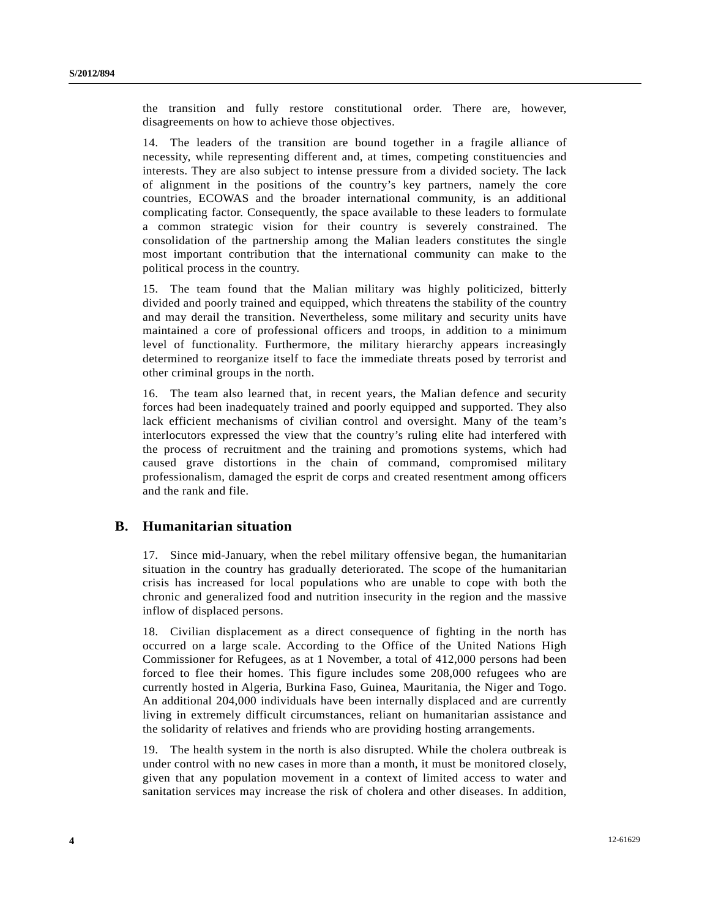the transition and fully restore constitutional order. There are, however, disagreements on how to achieve those objectives.

14. The leaders of the transition are bound together in a fragile alliance of necessity, while representing different and, at times, competing constituencies and interests. They are also subject to intense pressure from a divided society. The lack of alignment in the positions of the country's key partners, namely the core countries, ECOWAS and the broader international community, is an additional complicating factor. Consequently, the space available to these leaders to formulate a common strategic vision for their country is severely constrained. The consolidation of the partnership among the Malian leaders constitutes the single most important contribution that the international community can make to the political process in the country.

15. The team found that the Malian military was highly politicized, bitterly divided and poorly trained and equipped, which threatens the stability of the country and may derail the transition. Nevertheless, some military and security units have maintained a core of professional officers and troops, in addition to a minimum level of functionality. Furthermore, the military hierarchy appears increasingly determined to reorganize itself to face the immediate threats posed by terrorist and other criminal groups in the north.

16. The team also learned that, in recent years, the Malian defence and security forces had been inadequately trained and poorly equipped and supported. They also lack efficient mechanisms of civilian control and oversight. Many of the team's interlocutors expressed the view that the country's ruling elite had interfered with the process of recruitment and the training and promotions systems, which had caused grave distortions in the chain of command, compromised military professionalism, damaged the esprit de corps and created resentment among officers and the rank and file.

## B. Humanitarian situation

17. Since mid-January, when the rebel military offensive began, the humanitarian situation in the country has gradually deteriorated. The scope of the humanitarian crisis has increased for local populations who are unable to cope with both the chronic and generalized food and nutrition insecurity in the region and the massive inflow of displaced persons.

18. Civilian displacement as a direct consequence of fighting in the north has occurred on a large scale. According to the Office of the United Nations High Commissioner for Refugees, as at 1 November, a total of 412,000 persons had been forced to flee their homes. This figure includes some 208,000 refugees who are currently hosted in Algeria, Burkina Faso, Guinea, Mauritania, the Niger and Togo. An additional 204,000 individuals have been internally displaced and are currently living in extremely difficult circumstances, reliant on humanitarian assistance and the solidarity of relatives and friends who are providing hosting arrangements.

19. The health system in the north is also disrupted. While the cholera outbreak is under control with no new cases in more than a month, it must be monitored closely, given that any population movement in a context of limited access to water and sanitation services may increase the risk of cholera and other diseases. In addition,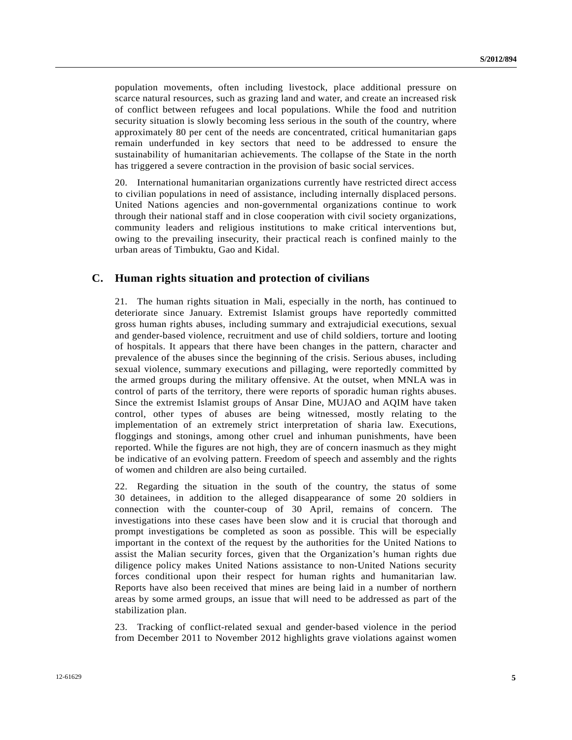population movements, often including livestock, place additional pressure on scarce natural resources, such as grazing land and water, and create an increased risk of conflict between refugees and local populations. While the food and nutrition security situation is slowly becoming less serious in the south of the country, where approximately 80 per cent of the needs are concentrated, critical humanitarian gaps remain underfunded in key sectors that need to be addressed to ensure the sustainability of humanitarian achievements. The collapse of the State in the north has triggered a severe contraction in the provision of basic social services.

20. International humanitarian organizations currently have restricted direct access to civilian populations in need of assistance, including internally displaced persons. United Nations agencies and non-governmental organizations continue to work through their national staff and in close cooperation with civil society organizations, community leaders and religious institutions to make critical interventions but, owing to the prevailing insecurity, their practical reach is confined mainly to the urban areas of Timbuktu, Gao and Kidal.

## C. Human rights situation and protection of civilians

21. The human rights situation in Mali, especially in the north, has continued to deteriorate since January. Extremist Islamist groups have reportedly committed gross human rights abuses, including summary and extrajudicial executions, sexual and gender-based violence, recruitment and use of child soldiers, torture and looting of hospitals. It appears that there have been changes in the pattern, character and prevalence of the abuses since the beginning of the crisis. Serious abuses, including sexual violence, summary executions and pillaging, were reportedly committed by the armed groups during the military offensive. At the outset, when MNLA was in control of parts of the territory, there were reports of sporadic human rights abuses. Since the extremist Islamist groups of Ansar Dine, MUJAO and AQIM have taken control, other types of abuses are being witnessed, mostly relating to the implementation of an extremely strict interpretation of sharia law. Executions, floggings and stonings, among other cruel and inhuman punishments, have been reported. While the figures are not high, they are of concern inasmuch as they might be indicative of an evolving pattern. Freedom of speech and assembly and the rights of women and children are also being curtailed.

22. Regarding the situation in the south of the country, the status of some 30 detainees, in addition to the alleged disappearance of some 20 soldiers in connection with the counter-coup of 30 April, remains of concern. The investigations into these cases have been slow and it is crucial that thorough and prompt investigations be completed as soon as possible. This will be especially important in the context of the request by the authorities for the United Nations to assist the Malian security forces, given that the Organization's human rights due diligence policy makes United Nations assistance to non-United Nations security forces conditional upon their respect for human rights and humanitarian law. Reports have also been received that mines are being laid in a number of northern areas by some armed groups, an issue that will need to be addressed as part of the stabilization plan.

23. Tracking of conflict-related sexual and gender-based violence in the period from December 2011 to November 2012 highlights grave violations against women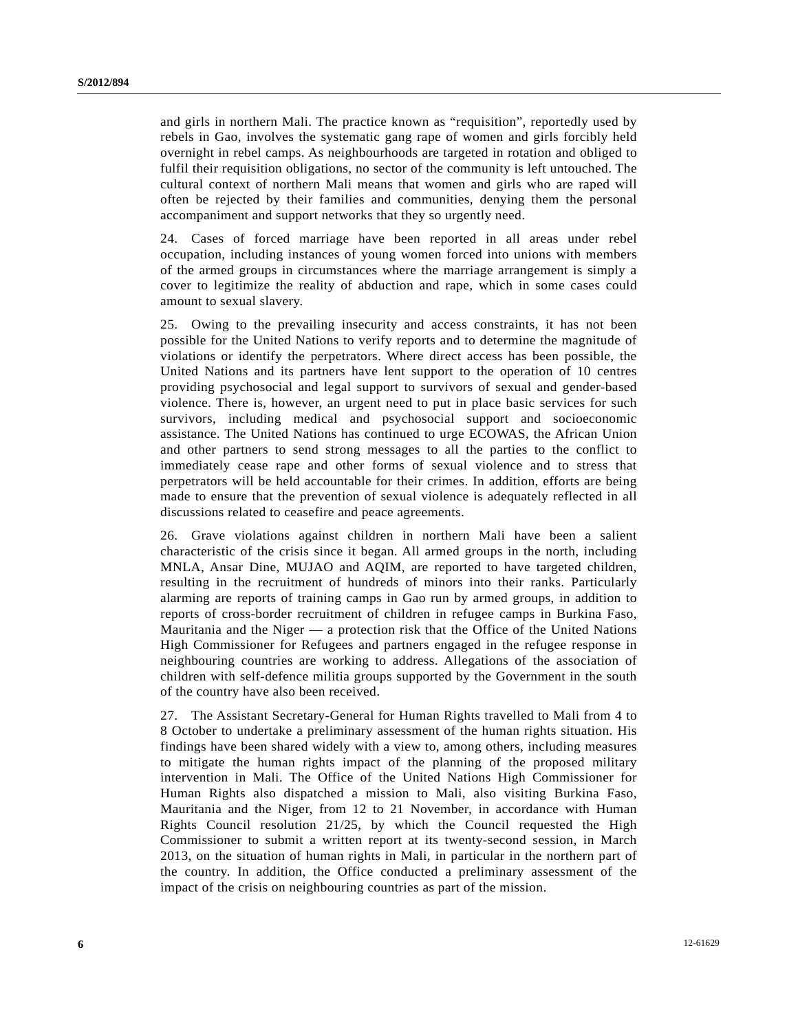and girls in northern Mali. The practice known as "requisition", reportedly used by rebels in Gao, involves the systematic gang rape of women and girls forcibly held overnight in rebel camps. As neighbourhoods are targeted in rotation and obliged to fulfil their requisition obligations, no sector of the community is left untouched. The cultural context of northern Mali means that women and girls who are raped will often be rejected by their families and communities, denying them the personal accompaniment and support networks that they so urgently need.

24. Cases of forced marriage have been reported in all areas under rebel occupation, including instances of young women forced into unions with members of the armed groups in circumstances where the marriage arrangement is simply a cover to legitimize the reality of abduction and rape, which in some cases could amount to sexual slavery.

25. Owing to the prevailing insecurity and access constraints, it has not been possible for the United Nations to verify reports and to determine the magnitude of violations or identify the perpetrators. Where direct access has been possible, the United Nations and its partners have lent support to the operation of 10 centres providing psychosocial and legal support to survivors of sexual and gender-based violence. There is, however, an urgent need to put in place basic services for such survivors, including medical and psychosocial support and socioeconomic assistance. The United Nations has continued to urge ECOWAS, the African Union and other partners to send strong messages to all the parties to the conflict to immediately cease rape and other forms of sexual violence and to stress that perpetrators will be held accountable for their crimes. In addition, efforts are being made to ensure that the prevention of sexual violence is adequately reflected in all discussions related to ceasefire and peace agreements.

26. Grave violations against children in northern Mali have been a salient characteristic of the crisis since it began. All armed groups in the north, including MNLA, Ansar Dine, MUJAO and AQIM, are reported to have targeted children, resulting in the recruitment of hundreds of minors into their ranks. Particularly alarming are reports of training camps in Gao run by armed groups, in addition to reports of cross-border recruitment of children in refugee camps in Burkina Faso, Mauritania and the Niger — a protection risk that the Office of the United Nations High Commissioner for Refugees and partners engaged in the refugee response in neighbouring countries are working to address. Allegations of the association of children with self-defence militia groups supported by the Government in the south of the country have also been received.

27. The Assistant Secretary-General for Human Rights travelled to Mali from 4 to 8 October to undertake a preliminary assessment of the human rights situation. His findings have been shared widely with a view to, among others, including measures to mitigate the human rights impact of the planning of the proposed military intervention in Mali. The Office of the United Nations High Commissioner for Human Rights also dispatched a mission to Mali, also visiting Burkina Faso, Mauritania and the Niger, from 12 to 21 November, in accordance with Human Rights Council resolution 21/25, by which the Council requested the High Commissioner to submit a written report at its twenty-second session, in March 2013, on the situation of human rights in Mali, in particular in the northern part of the country. In addition, the Office conducted a preliminary assessment of the impact of the crisis on neighbouring countries as part of the mission.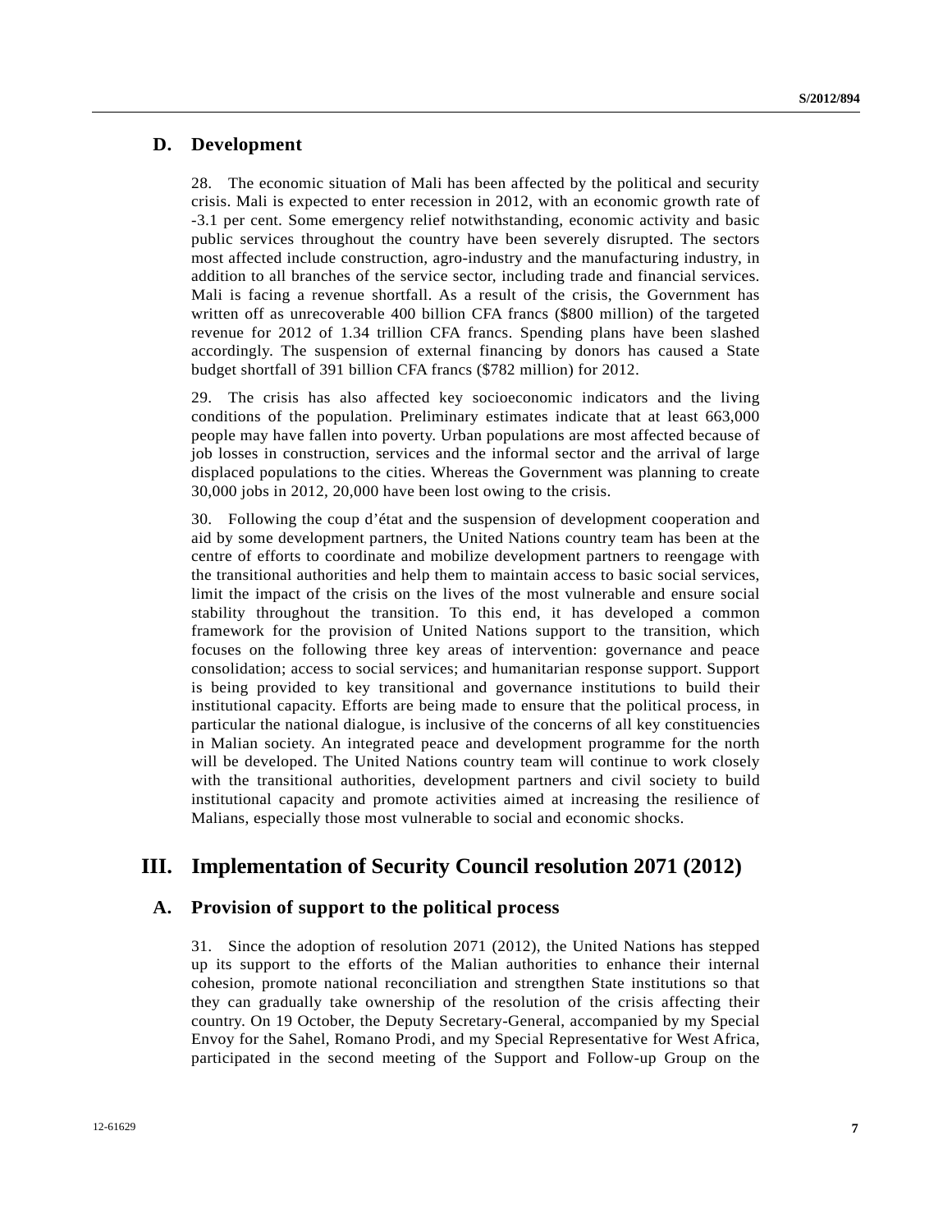### D. Development

28. The economic situation of Mali has been affected by the political and security crisis. Mali is expected to enter recession in 2012, with an economic growth rate of -3.1 per cent. Some emergency relief notwithstanding, economic activity and basic public services throughout the country have been severely disrupted. The sectors most affected include construction, agro-industry and the manufacturing industry, in addition to all branches of the service sector, including trade and financial services. Mali is facing a revenue shortfall. As a result of the crisis, the Government has written off as unrecoverable 400 billion CFA francs ($800 million) of the targeted revenue for 2012 of 1.34 trillion CFA francs. Spending plans have been slashed accordingly. The suspension of external financing by donors has caused a State budget shortfall of 391 billion CFA francs ($782 million) for 2012.

29. The crisis has also affected key socioeconomic indicators and the living conditions of the population. Preliminary estimates indicate that at least 663,000 people may have fallen into poverty. Urban populations are most affected because of job losses in construction, services and the informal sector and the arrival of large displaced populations to the cities. Whereas the Government was planning to create 30,000 jobs in 2012, 20,000 have been lost owing to the crisis.

30. Following the coup d'état and the suspension of development cooperation and aid by some development partners, the United Nations country team has been at the centre of efforts to coordinate and mobilize development partners to reengage with the transitional authorities and help them to maintain access to basic social services, limit the impact of the crisis on the lives of the most vulnerable and ensure social stability throughout the transition. To this end, it has developed a common framework for the provision of United Nations support to the transition, which focuses on the following three key areas of intervention: governance and peace consolidation; access to social services; and humanitarian response support. Support is being provided to key transitional and governance institutions to build their institutional capacity. Efforts are being made to ensure that the political process, in particular the national dialogue, is inclusive of the concerns of all key constituencies in Malian society. An integrated peace and development programme for the north will be developed. The United Nations country team will continue to work closely with the transitional authorities, development partners and civil society to build institutional capacity and promote activities aimed at increasing the resilience of Malians, especially those most vulnerable to social and economic shocks.

## III. Implementation of Security Council resolution 2071 (2012)

### A. Provision of support to the political process

31. Since the adoption of resolution 2071 (2012), the United Nations has stepped up its support to the efforts of the Malian authorities to enhance their internal cohesion, promote national reconciliation and strengthen State institutions so that they can gradually take ownership of the resolution of the crisis affecting their country. On 19 October, the Deputy Secretary-General, accompanied by my Special Envoy for the Sahel, Romano Prodi, and my Special Representative for West Africa, participated in the second meeting of the Support and Follow-up Group on the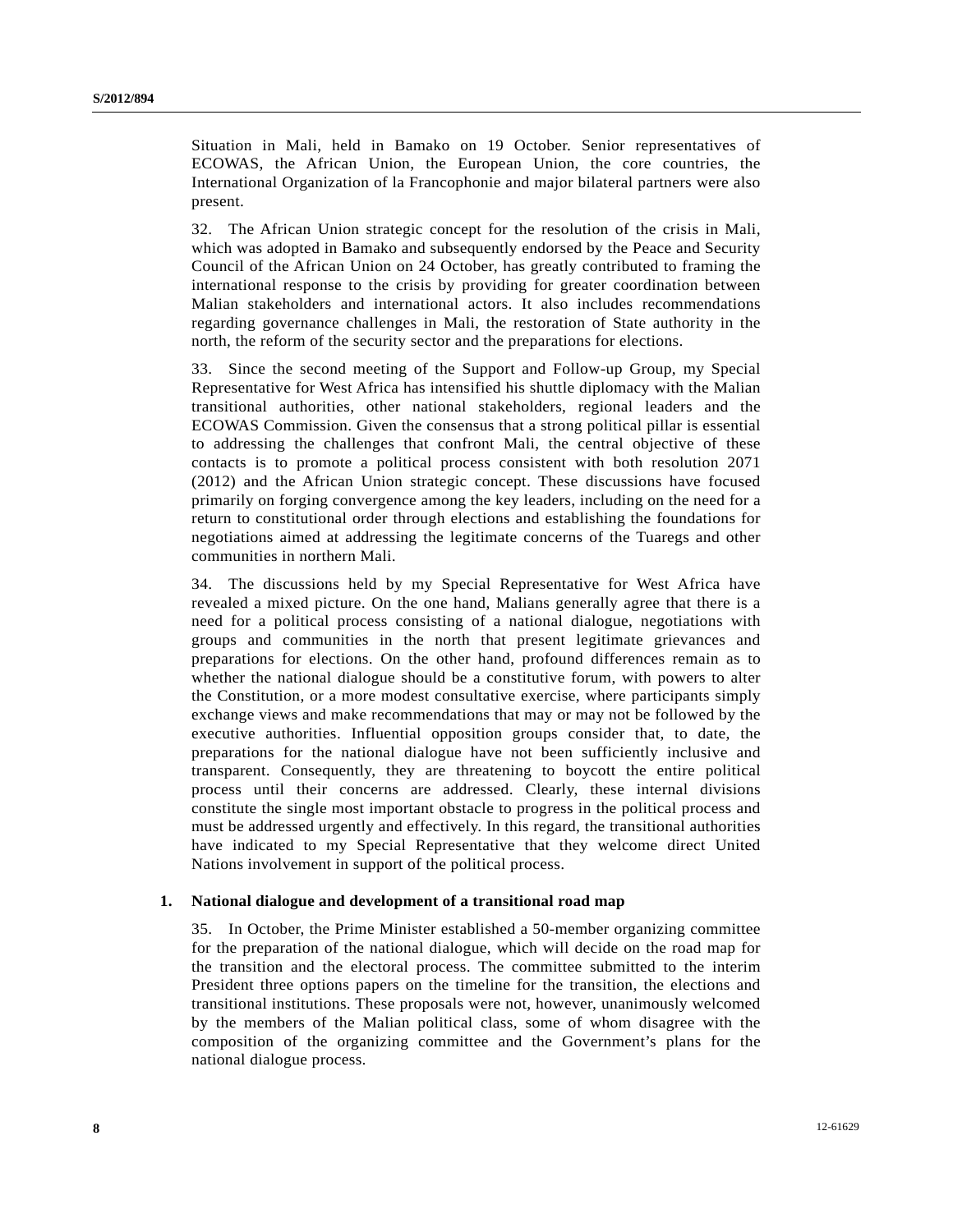Situation in Mali, held in Bamako on 19 October. Senior representatives of ECOWAS, the African Union, the European Union, the core countries, the International Organization of la Francophonie and major bilateral partners were also present.

32. The African Union strategic concept for the resolution of the crisis in Mali, which was adopted in Bamako and subsequently endorsed by the Peace and Security Council of the African Union on 24 October, has greatly contributed to framing the international response to the crisis by providing for greater coordination between Malian stakeholders and international actors. It also includes recommendations regarding governance challenges in Mali, the restoration of State authority in the north, the reform of the security sector and the preparations for elections.

33. Since the second meeting of the Support and Follow-up Group, my Special Representative for West Africa has intensified his shuttle diplomacy with the Malian transitional authorities, other national stakeholders, regional leaders and the ECOWAS Commission. Given the consensus that a strong political pillar is essential to addressing the challenges that confront Mali, the central objective of these contacts is to promote a political process consistent with both resolution 2071 (2012) and the African Union strategic concept. These discussions have focused primarily on forging convergence among the key leaders, including on the need for a return to constitutional order through elections and establishing the foundations for negotiations aimed at addressing the legitimate concerns of the Tuaregs and other communities in northern Mali.

34. The discussions held by my Special Representative for West Africa have revealed a mixed picture. On the one hand, Malians generally agree that there is a need for a political process consisting of a national dialogue, negotiations with groups and communities in the north that present legitimate grievances and preparations for elections. On the other hand, profound differences remain as to whether the national dialogue should be a constitutive forum, with powers to alter the Constitution, or a more modest consultative exercise, where participants simply exchange views and make recommendations that may or may not be followed by the executive authorities. Influential opposition groups consider that, to date, the preparations for the national dialogue have not been sufficiently inclusive and transparent. Consequently, they are threatening to boycott the entire political process until their concerns are addressed. Clearly, these internal divisions constitute the single most important obstacle to progress in the political process and must be addressed urgently and effectively. In this regard, the transitional authorities have indicated to my Special Representative that they welcome direct United Nations involvement in support of the political process.

### 1. National dialogue and development of a transitional road map

35. In October, the Prime Minister established a 50-member organizing committee for the preparation of the national dialogue, which will decide on the road map for the transition and the electoral process. The committee submitted to the interim President three options papers on the timeline for the transition, the elections and transitional institutions. These proposals were not, however, unanimously welcomed by the members of the Malian political class, some of whom disagree with the composition of the organizing committee and the Government's plans for the national dialogue process.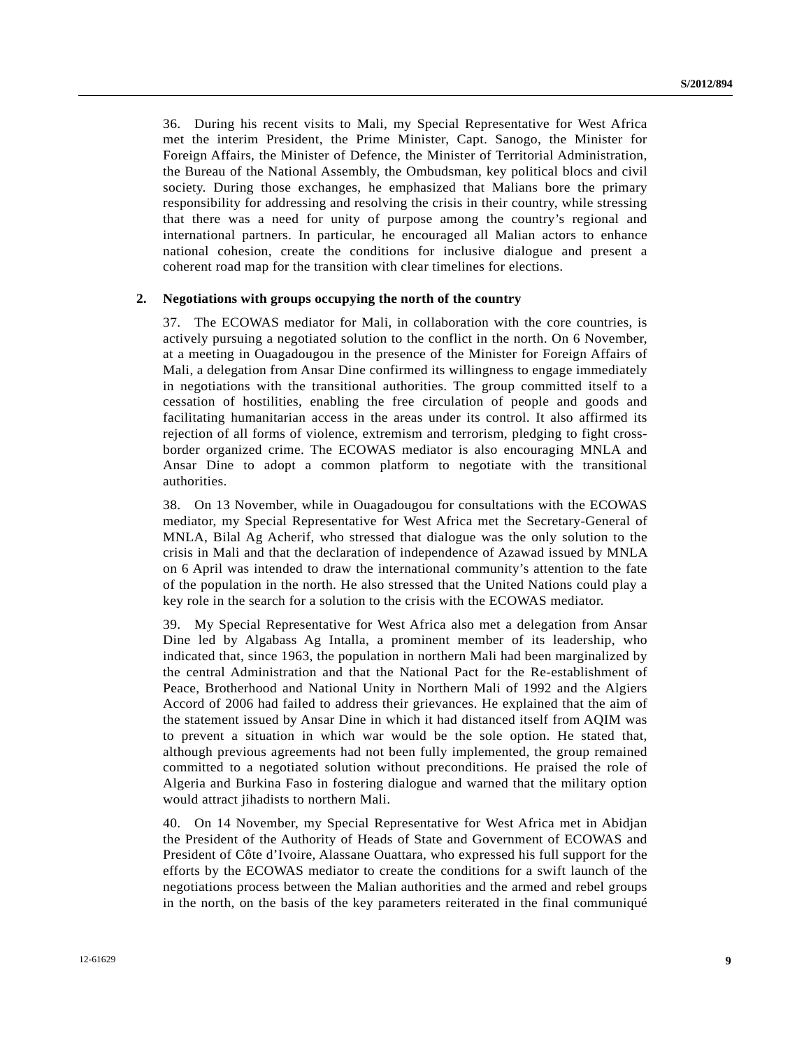36. During his recent visits to Mali, my Special Representative for West Africa met the interim President, the Prime Minister, Capt. Sanogo, the Minister for Foreign Affairs, the Minister of Defence, the Minister of Territorial Administration, the Bureau of the National Assembly, the Ombudsman, key political blocs and civil society. During those exchanges, he emphasized that Malians bore the primary responsibility for addressing and resolving the crisis in their country, while stressing that there was a need for unity of purpose among the country's regional and international partners. In particular, he encouraged all Malian actors to enhance national cohesion, create the conditions for inclusive dialogue and present a coherent road map for the transition with clear timelines for elections.

### 2. Negotiations with groups occupying the north of the country

37. The ECOWAS mediator for Mali, in collaboration with the core countries, is actively pursuing a negotiated solution to the conflict in the north. On 6 November, at a meeting in Ouagadougou in the presence of the Minister for Foreign Affairs of Mali, a delegation from Ansar Dine confirmed its willingness to engage immediately in negotiations with the transitional authorities. The group committed itself to a cessation of hostilities, enabling the free circulation of people and goods and facilitating humanitarian access in the areas under its control. It also affirmed its rejection of all forms of violence, extremism and terrorism, pledging to fight cross-border organized crime. The ECOWAS mediator is also encouraging MNLA and Ansar Dine to adopt a common platform to negotiate with the transitional authorities.

38. On 13 November, while in Ouagadougou for consultations with the ECOWAS mediator, my Special Representative for West Africa met the Secretary-General of MNLA, Bilal Ag Acherif, who stressed that dialogue was the only solution to the crisis in Mali and that the declaration of independence of Azawad issued by MNLA on 6 April was intended to draw the international community's attention to the fate of the population in the north. He also stressed that the United Nations could play a key role in the search for a solution to the crisis with the ECOWAS mediator.

39. My Special Representative for West Africa also met a delegation from Ansar Dine led by Algabass Ag Intalla, a prominent member of its leadership, who indicated that, since 1963, the population in northern Mali had been marginalized by the central Administration and that the National Pact for the Re-establishment of Peace, Brotherhood and National Unity in Northern Mali of 1992 and the Algiers Accord of 2006 had failed to address their grievances. He explained that the aim of the statement issued by Ansar Dine in which it had distanced itself from AQIM was to prevent a situation in which war would be the sole option. He stated that, although previous agreements had not been fully implemented, the group remained committed to a negotiated solution without preconditions. He praised the role of Algeria and Burkina Faso in fostering dialogue and warned that the military option would attract jihadists to northern Mali.

40. On 14 November, my Special Representative for West Africa met in Abidjan the President of the Authority of Heads of State and Government of ECOWAS and President of Côte d'Ivoire, Alassane Ouattara, who expressed his full support for the efforts by the ECOWAS mediator to create the conditions for a swift launch of the negotiations process between the Malian authorities and the armed and rebel groups in the north, on the basis of the key parameters reiterated in the final communiqué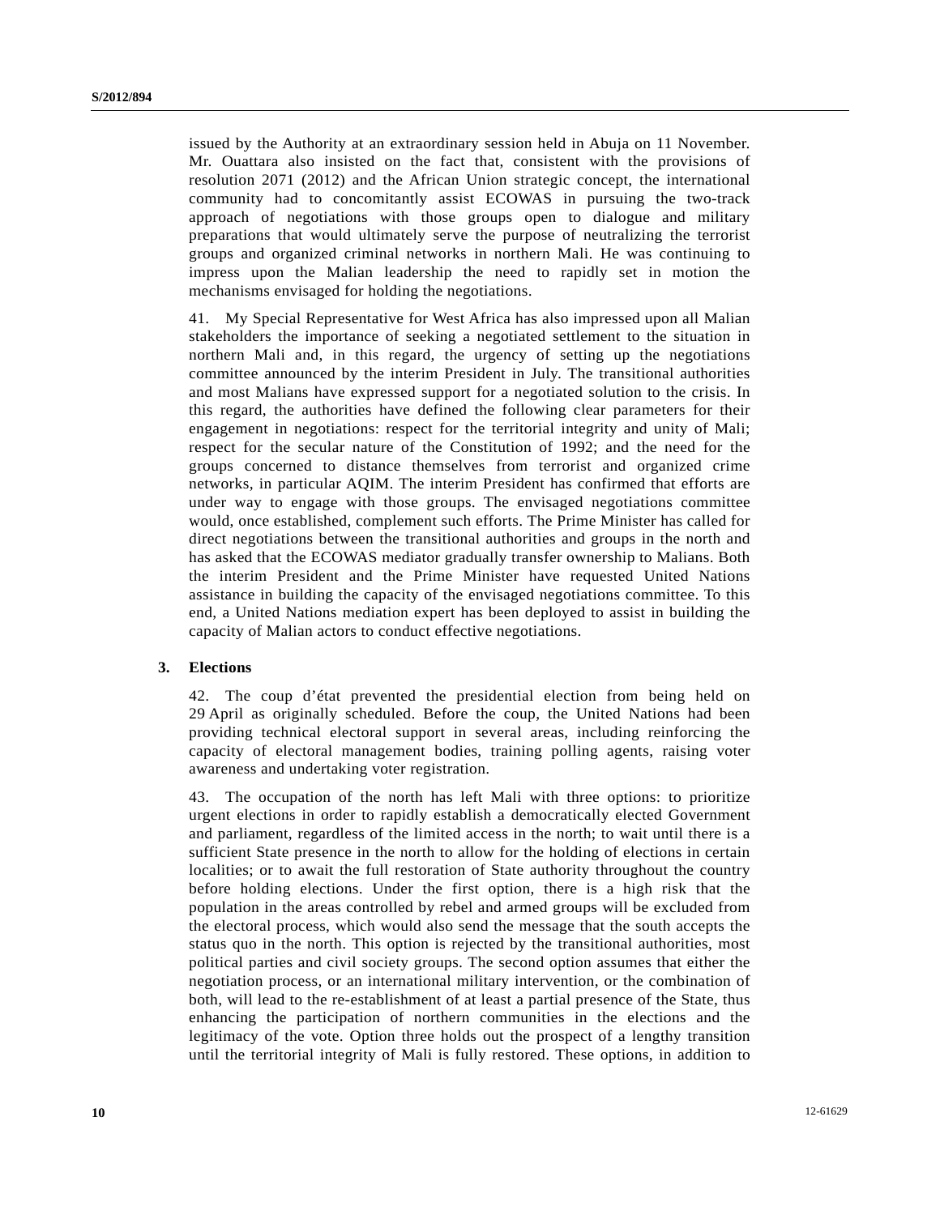issued by the Authority at an extraordinary session held in Abuja on 11 November. Mr. Ouattara also insisted on the fact that, consistent with the provisions of resolution 2071 (2012) and the African Union strategic concept, the international community had to concomitantly assist ECOWAS in pursuing the two-track approach of negotiations with those groups open to dialogue and military preparations that would ultimately serve the purpose of neutralizing the terrorist groups and organized criminal networks in northern Mali. He was continuing to impress upon the Malian leadership the need to rapidly set in motion the mechanisms envisaged for holding the negotiations.

41. My Special Representative for West Africa has also impressed upon all Malian stakeholders the importance of seeking a negotiated settlement to the situation in northern Mali and, in this regard, the urgency of setting up the negotiations committee announced by the interim President in July. The transitional authorities and most Malians have expressed support for a negotiated solution to the crisis. In this regard, the authorities have defined the following clear parameters for their engagement in negotiations: respect for the territorial integrity and unity of Mali; respect for the secular nature of the Constitution of 1992; and the need for the groups concerned to distance themselves from terrorist and organized crime networks, in particular AQIM. The interim President has confirmed that efforts are under way to engage with those groups. The envisaged negotiations committee would, once established, complement such efforts. The Prime Minister has called for direct negotiations between the transitional authorities and groups in the north and has asked that the ECOWAS mediator gradually transfer ownership to Malians. Both the interim President and the Prime Minister have requested United Nations assistance in building the capacity of the envisaged negotiations committee. To this end, a United Nations mediation expert has been deployed to assist in building the capacity of Malian actors to conduct effective negotiations.

### 3. Elections

42. The coup d'état prevented the presidential election from being held on 29 April as originally scheduled. Before the coup, the United Nations had been providing technical electoral support in several areas, including reinforcing the capacity of electoral management bodies, training polling agents, raising voter awareness and undertaking voter registration.

43. The occupation of the north has left Mali with three options: to prioritize urgent elections in order to rapidly establish a democratically elected Government and parliament, regardless of the limited access in the north; to wait until there is a sufficient State presence in the north to allow for the holding of elections in certain localities; or to await the full restoration of State authority throughout the country before holding elections. Under the first option, there is a high risk that the population in the areas controlled by rebel and armed groups will be excluded from the electoral process, which would also send the message that the south accepts the status quo in the north. This option is rejected by the transitional authorities, most political parties and civil society groups. The second option assumes that either the negotiation process, or an international military intervention, or the combination of both, will lead to the re-establishment of at least a partial presence of the State, thus enhancing the participation of northern communities in the elections and the legitimacy of the vote. Option three holds out the prospect of a lengthy transition until the territorial integrity of Mali is fully restored. These options, in addition to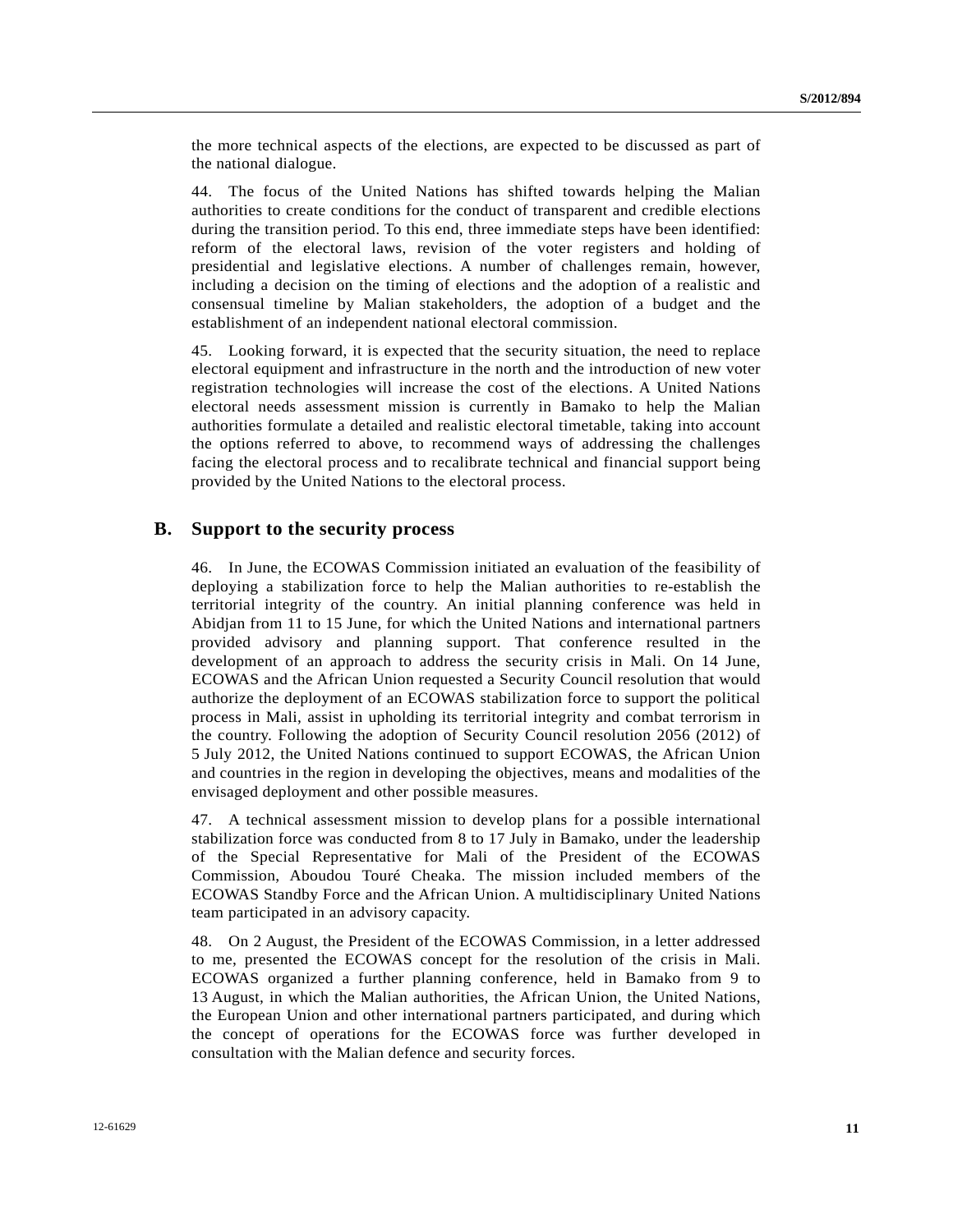the more technical aspects of the elections, are expected to be discussed as part of the national dialogue.

44. The focus of the United Nations has shifted towards helping the Malian authorities to create conditions for the conduct of transparent and credible elections during the transition period. To this end, three immediate steps have been identified: reform of the electoral laws, revision of the voter registers and holding of presidential and legislative elections. A number of challenges remain, however, including a decision on the timing of elections and the adoption of a realistic and consensual timeline by Malian stakeholders, the adoption of a budget and the establishment of an independent national electoral commission.

45. Looking forward, it is expected that the security situation, the need to replace electoral equipment and infrastructure in the north and the introduction of new voter registration technologies will increase the cost of the elections. A United Nations electoral needs assessment mission is currently in Bamako to help the Malian authorities formulate a detailed and realistic electoral timetable, taking into account the options referred to above, to recommend ways of addressing the challenges facing the electoral process and to recalibrate technical and financial support being provided by the United Nations to the electoral process.

## B. Support to the security process

46. In June, the ECOWAS Commission initiated an evaluation of the feasibility of deploying a stabilization force to help the Malian authorities to re-establish the territorial integrity of the country. An initial planning conference was held in Abidjan from 11 to 15 June, for which the United Nations and international partners provided advisory and planning support. That conference resulted in the development of an approach to address the security crisis in Mali. On 14 June, ECOWAS and the African Union requested a Security Council resolution that would authorize the deployment of an ECOWAS stabilization force to support the political process in Mali, assist in upholding its territorial integrity and combat terrorism in the country. Following the adoption of Security Council resolution 2056 (2012) of 5 July 2012, the United Nations continued to support ECOWAS, the African Union and countries in the region in developing the objectives, means and modalities of the envisaged deployment and other possible measures.

47. A technical assessment mission to develop plans for a possible international stabilization force was conducted from 8 to 17 July in Bamako, under the leadership of the Special Representative for Mali of the President of the ECOWAS Commission, Aboudou Touré Cheaka. The mission included members of the ECOWAS Standby Force and the African Union. A multidisciplinary United Nations team participated in an advisory capacity.

48. On 2 August, the President of the ECOWAS Commission, in a letter addressed to me, presented the ECOWAS concept for the resolution of the crisis in Mali. ECOWAS organized a further planning conference, held in Bamako from 9 to 13 August, in which the Malian authorities, the African Union, the United Nations, the European Union and other international partners participated, and during which the concept of operations for the ECOWAS force was further developed in consultation with the Malian defence and security forces.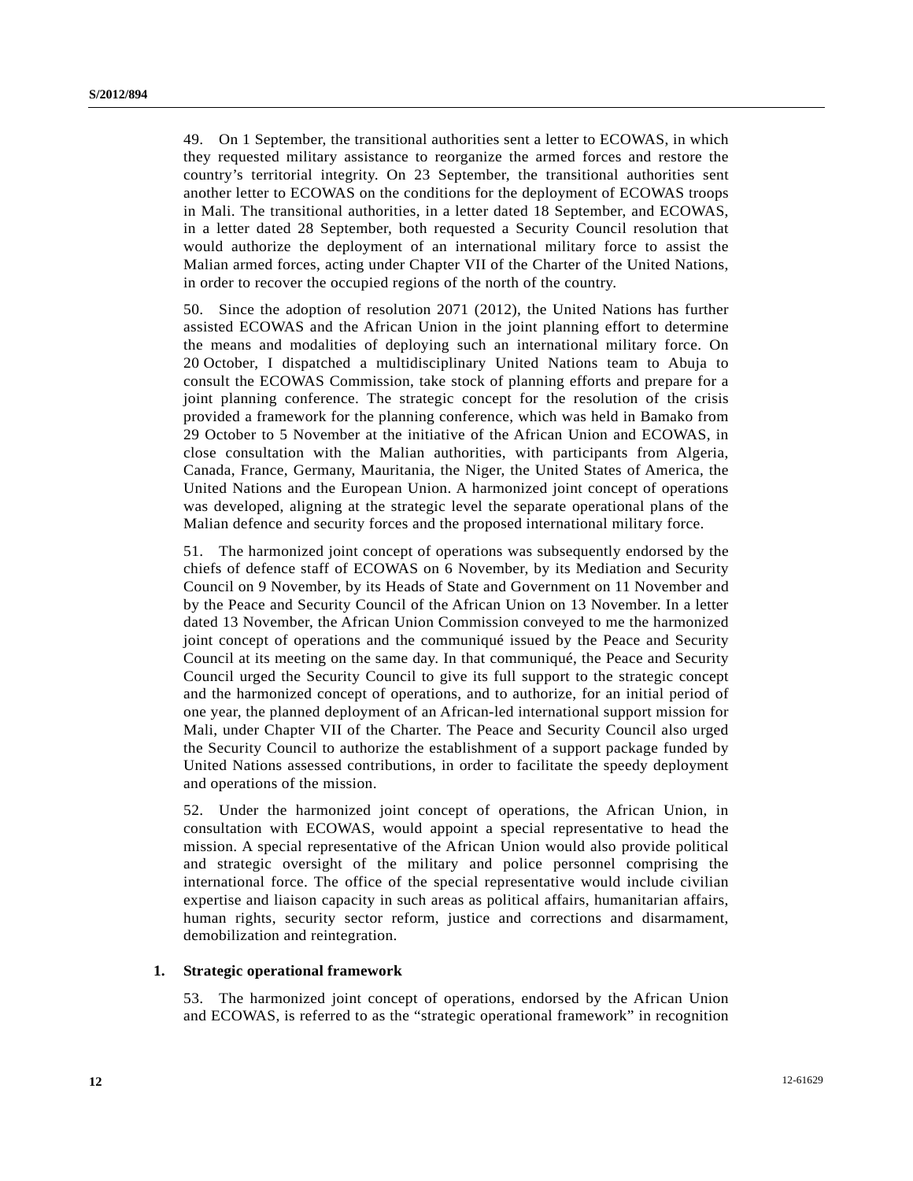49. On 1 September, the transitional authorities sent a letter to ECOWAS, in which they requested military assistance to reorganize the armed forces and restore the country's territorial integrity. On 23 September, the transitional authorities sent another letter to ECOWAS on the conditions for the deployment of ECOWAS troops in Mali. The transitional authorities, in a letter dated 18 September, and ECOWAS, in a letter dated 28 September, both requested a Security Council resolution that would authorize the deployment of an international military force to assist the Malian armed forces, acting under Chapter VII of the Charter of the United Nations, in order to recover the occupied regions of the north of the country.

50. Since the adoption of resolution 2071 (2012), the United Nations has further assisted ECOWAS and the African Union in the joint planning effort to determine the means and modalities of deploying such an international military force. On 20 October, I dispatched a multidisciplinary United Nations team to Abuja to consult the ECOWAS Commission, take stock of planning efforts and prepare for a joint planning conference. The strategic concept for the resolution of the crisis provided a framework for the planning conference, which was held in Bamako from 29 October to 5 November at the initiative of the African Union and ECOWAS, in close consultation with the Malian authorities, with participants from Algeria, Canada, France, Germany, Mauritania, the Niger, the United States of America, the United Nations and the European Union. A harmonized joint concept of operations was developed, aligning at the strategic level the separate operational plans of the Malian defence and security forces and the proposed international military force.

51. The harmonized joint concept of operations was subsequently endorsed by the chiefs of defence staff of ECOWAS on 6 November, by its Mediation and Security Council on 9 November, by its Heads of State and Government on 11 November and by the Peace and Security Council of the African Union on 13 November. In a letter dated 13 November, the African Union Commission conveyed to me the harmonized joint concept of operations and the communiqué issued by the Peace and Security Council at its meeting on the same day. In that communiqué, the Peace and Security Council urged the Security Council to give its full support to the strategic concept and the harmonized concept of operations, and to authorize, for an initial period of one year, the planned deployment of an African-led international support mission for Mali, under Chapter VII of the Charter. The Peace and Security Council also urged the Security Council to authorize the establishment of a support package funded by United Nations assessed contributions, in order to facilitate the speedy deployment and operations of the mission.

52. Under the harmonized joint concept of operations, the African Union, in consultation with ECOWAS, would appoint a special representative to head the mission. A special representative of the African Union would also provide political and strategic oversight of the military and police personnel comprising the international force. The office of the special representative would include civilian expertise and liaison capacity in such areas as political affairs, humanitarian affairs, human rights, security sector reform, justice and corrections and disarmament, demobilization and reintegration.

### 1. Strategic operational framework

53. The harmonized joint concept of operations, endorsed by the African Union and ECOWAS, is referred to as the "strategic operational framework" in recognition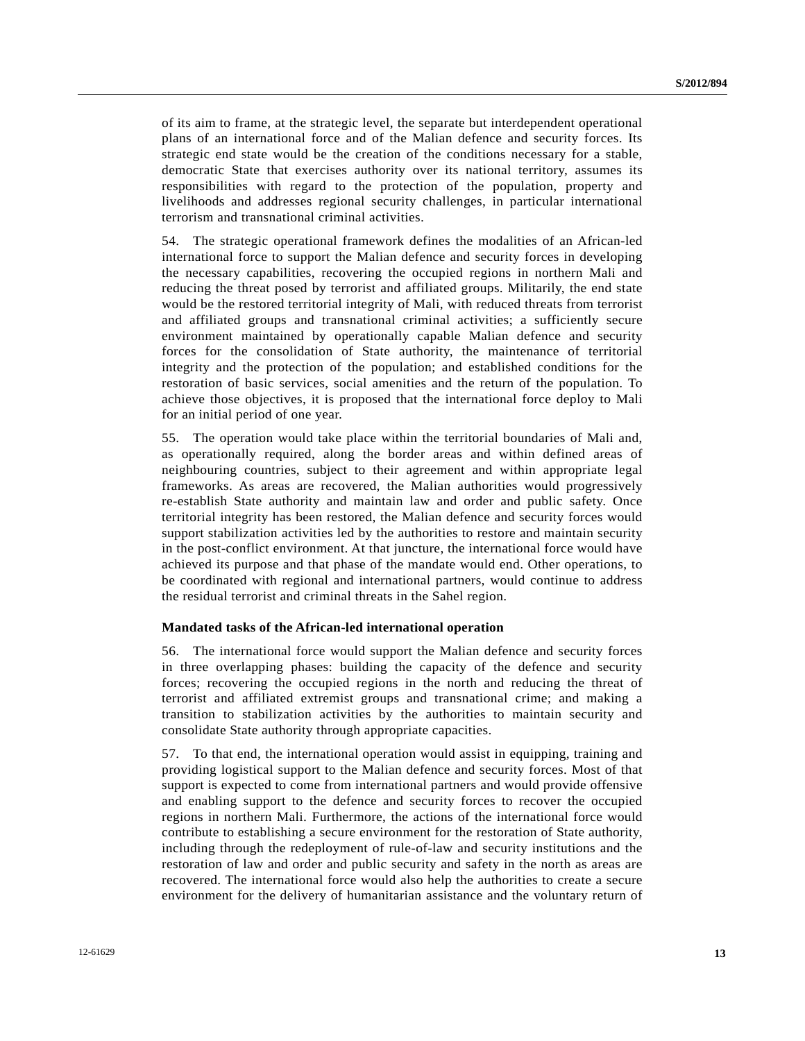of its aim to frame, at the strategic level, the separate but interdependent operational plans of an international force and of the Malian defence and security forces. Its strategic end state would be the creation of the conditions necessary for a stable, democratic State that exercises authority over its national territory, assumes its responsibilities with regard to the protection of the population, property and livelihoods and addresses regional security challenges, in particular international terrorism and transnational criminal activities.

54. The strategic operational framework defines the modalities of an African-led international force to support the Malian defence and security forces in developing the necessary capabilities, recovering the occupied regions in northern Mali and reducing the threat posed by terrorist and affiliated groups. Militarily, the end state would be the restored territorial integrity of Mali, with reduced threats from terrorist and affiliated groups and transnational criminal activities; a sufficiently secure environment maintained by operationally capable Malian defence and security forces for the consolidation of State authority, the maintenance of territorial integrity and the protection of the population; and established conditions for the restoration of basic services, social amenities and the return of the population. To achieve those objectives, it is proposed that the international force deploy to Mali for an initial period of one year.

55. The operation would take place within the territorial boundaries of Mali and, as operationally required, along the border areas and within defined areas of neighbouring countries, subject to their agreement and within appropriate legal frameworks. As areas are recovered, the Malian authorities would progressively re-establish State authority and maintain law and order and public safety. Once territorial integrity has been restored, the Malian defence and security forces would support stabilization activities led by the authorities to restore and maintain security in the post-conflict environment. At that juncture, the international force would have achieved its purpose and that phase of the mandate would end. Other operations, to be coordinated with regional and international partners, would continue to address the residual terrorist and criminal threats in the Sahel region.

### Mandated tasks of the African-led international operation

56. The international force would support the Malian defence and security forces in three overlapping phases: building the capacity of the defence and security forces; recovering the occupied regions in the north and reducing the threat of terrorist and affiliated extremist groups and transnational crime; and making a transition to stabilization activities by the authorities to maintain security and consolidate State authority through appropriate capacities.

57. To that end, the international operation would assist in equipping, training and providing logistical support to the Malian defence and security forces. Most of that support is expected to come from international partners and would provide offensive and enabling support to the defence and security forces to recover the occupied regions in northern Mali. Furthermore, the actions of the international force would contribute to establishing a secure environment for the restoration of State authority, including through the redeployment of rule-of-law and security institutions and the restoration of law and order and public security and safety in the north as areas are recovered. The international force would also help the authorities to create a secure environment for the delivery of humanitarian assistance and the voluntary return of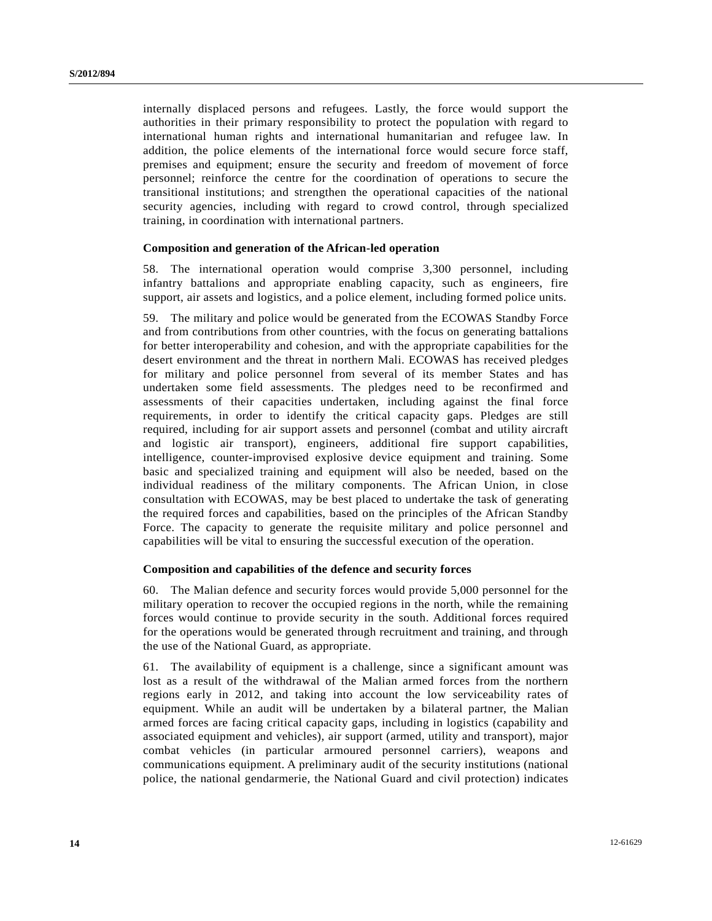internally displaced persons and refugees. Lastly, the force would support the authorities in their primary responsibility to protect the population with regard to international human rights and international humanitarian and refugee law. In addition, the police elements of the international force would secure force staff, premises and equipment; ensure the security and freedom of movement of force personnel; reinforce the centre for the coordination of operations to secure the transitional institutions; and strengthen the operational capacities of the national security agencies, including with regard to crowd control, through specialized training, in coordination with international partners.

**Composition and generation of the African-led operation**

58. The international operation would comprise 3,300 personnel, including infantry battalions and appropriate enabling capacity, such as engineers, fire support, air assets and logistics, and a police element, including formed police units.

59. The military and police would be generated from the ECOWAS Standby Force and from contributions from other countries, with the focus on generating battalions for better interoperability and cohesion, and with the appropriate capabilities for the desert environment and the threat in northern Mali. ECOWAS has received pledges for military and police personnel from several of its member States and has undertaken some field assessments. The pledges need to be reconfirmed and assessments of their capacities undertaken, including against the final force requirements, in order to identify the critical capacity gaps. Pledges are still required, including for air support assets and personnel (combat and utility aircraft and logistic air transport), engineers, additional fire support capabilities, intelligence, counter-improvised explosive device equipment and training. Some basic and specialized training and equipment will also be needed, based on the individual readiness of the military components. The African Union, in close consultation with ECOWAS, may be best placed to undertake the task of generating the required forces and capabilities, based on the principles of the African Standby Force. The capacity to generate the requisite military and police personnel and capabilities will be vital to ensuring the successful execution of the operation.

**Composition and capabilities of the defence and security forces**

60. The Malian defence and security forces would provide 5,000 personnel for the military operation to recover the occupied regions in the north, while the remaining forces would continue to provide security in the south. Additional forces required for the operations would be generated through recruitment and training, and through the use of the National Guard, as appropriate.

61. The availability of equipment is a challenge, since a significant amount was lost as a result of the withdrawal of the Malian armed forces from the northern regions early in 2012, and taking into account the low serviceability rates of equipment. While an audit will be undertaken by a bilateral partner, the Malian armed forces are facing critical capacity gaps, including in logistics (capability and associated equipment and vehicles), air support (armed, utility and transport), major combat vehicles (in particular armoured personnel carriers), weapons and communications equipment. A preliminary audit of the security institutions (national police, the national gendarmerie, the National Guard and civil protection) indicates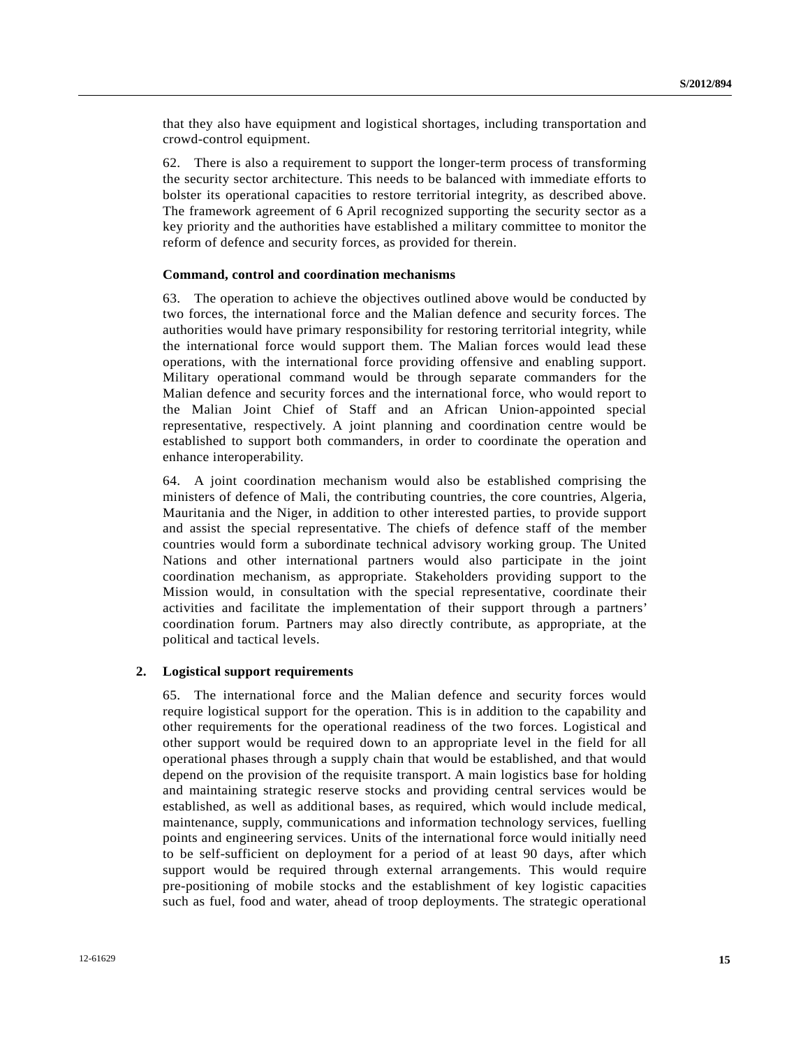that they also have equipment and logistical shortages, including transportation and crowd-control equipment.

62. There is also a requirement to support the longer-term process of transforming the security sector architecture. This needs to be balanced with immediate efforts to bolster its operational capacities to restore territorial integrity, as described above. The framework agreement of 6 April recognized supporting the security sector as a key priority and the authorities have established a military committee to monitor the reform of defence and security forces, as provided for therein.

**Command, control and coordination mechanisms**

63. The operation to achieve the objectives outlined above would be conducted by two forces, the international force and the Malian defence and security forces. The authorities would have primary responsibility for restoring territorial integrity, while the international force would support them. The Malian forces would lead these operations, with the international force providing offensive and enabling support. Military operational command would be through separate commanders for the Malian defence and security forces and the international force, who would report to the Malian Joint Chief of Staff and an African Union-appointed special representative, respectively. A joint planning and coordination centre would be established to support both commanders, in order to coordinate the operation and enhance interoperability.

64. A joint coordination mechanism would also be established comprising the ministers of defence of Mali, the contributing countries, the core countries, Algeria, Mauritania and the Niger, in addition to other interested parties, to provide support and assist the special representative. The chiefs of defence staff of the member countries would form a subordinate technical advisory working group. The United Nations and other international partners would also participate in the joint coordination mechanism, as appropriate. Stakeholders providing support to the Mission would, in consultation with the special representative, coordinate their activities and facilitate the implementation of their support through a partners' coordination forum. Partners may also directly contribute, as appropriate, at the political and tactical levels.

## 2. Logistical support requirements

65. The international force and the Malian defence and security forces would require logistical support for the operation. This is in addition to the capability and other requirements for the operational readiness of the two forces. Logistical and other support would be required down to an appropriate level in the field for all operational phases through a supply chain that would be established, and that would depend on the provision of the requisite transport. A main logistics base for holding and maintaining strategic reserve stocks and providing central services would be established, as well as additional bases, as required, which would include medical, maintenance, supply, communications and information technology services, fuelling points and engineering services. Units of the international force would initially need to be self-sufficient on deployment for a period of at least 90 days, after which support would be required through external arrangements. This would require pre-positioning of mobile stocks and the establishment of key logistic capacities such as fuel, food and water, ahead of troop deployments. The strategic operational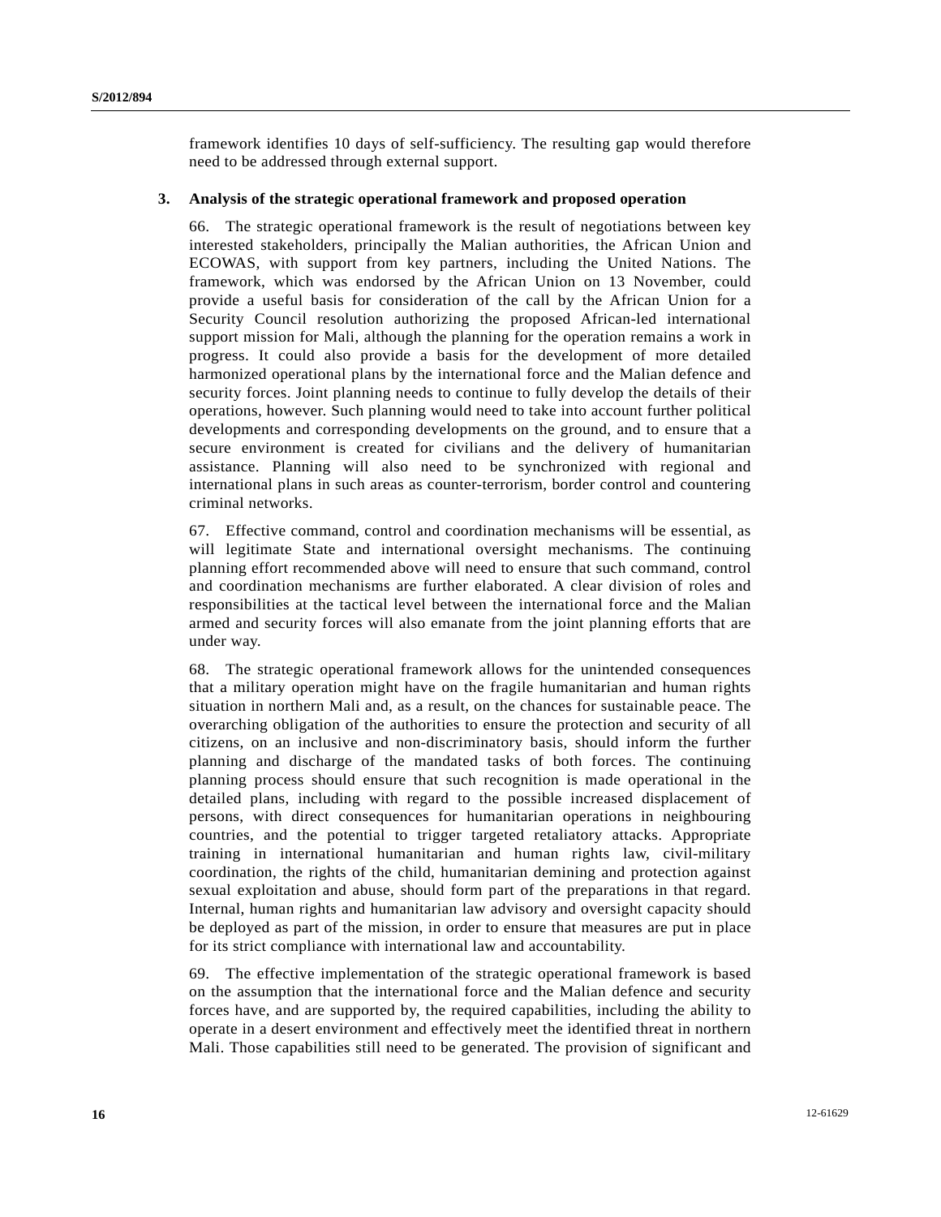framework identifies 10 days of self-sufficiency. The resulting gap would therefore need to be addressed through external support.

### 3. Analysis of the strategic operational framework and proposed operation

66. The strategic operational framework is the result of negotiations between key interested stakeholders, principally the Malian authorities, the African Union and ECOWAS, with support from key partners, including the United Nations. The framework, which was endorsed by the African Union on 13 November, could provide a useful basis for consideration of the call by the African Union for a Security Council resolution authorizing the proposed African-led international support mission for Mali, although the planning for the operation remains a work in progress. It could also provide a basis for the development of more detailed harmonized operational plans by the international force and the Malian defence and security forces. Joint planning needs to continue to fully develop the details of their operations, however. Such planning would need to take into account further political developments and corresponding developments on the ground, and to ensure that a secure environment is created for civilians and the delivery of humanitarian assistance. Planning will also need to be synchronized with regional and international plans in such areas as counter-terrorism, border control and countering criminal networks.

67. Effective command, control and coordination mechanisms will be essential, as will legitimate State and international oversight mechanisms. The continuing planning effort recommended above will need to ensure that such command, control and coordination mechanisms are further elaborated. A clear division of roles and responsibilities at the tactical level between the international force and the Malian armed and security forces will also emanate from the joint planning efforts that are under way.

68. The strategic operational framework allows for the unintended consequences that a military operation might have on the fragile humanitarian and human rights situation in northern Mali and, as a result, on the chances for sustainable peace. The overarching obligation of the authorities to ensure the protection and security of all citizens, on an inclusive and non-discriminatory basis, should inform the further planning and discharge of the mandated tasks of both forces. The continuing planning process should ensure that such recognition is made operational in the detailed plans, including with regard to the possible increased displacement of persons, with direct consequences for humanitarian operations in neighbouring countries, and the potential to trigger targeted retaliatory attacks. Appropriate training in international humanitarian and human rights law, civil-military coordination, the rights of the child, humanitarian demining and protection against sexual exploitation and abuse, should form part of the preparations in that regard. Internal, human rights and humanitarian law advisory and oversight capacity should be deployed as part of the mission, in order to ensure that measures are put in place for its strict compliance with international law and accountability.

69. The effective implementation of the strategic operational framework is based on the assumption that the international force and the Malian defence and security forces have, and are supported by, the required capabilities, including the ability to operate in a desert environment and effectively meet the identified threat in northern Mali. Those capabilities still need to be generated. The provision of significant and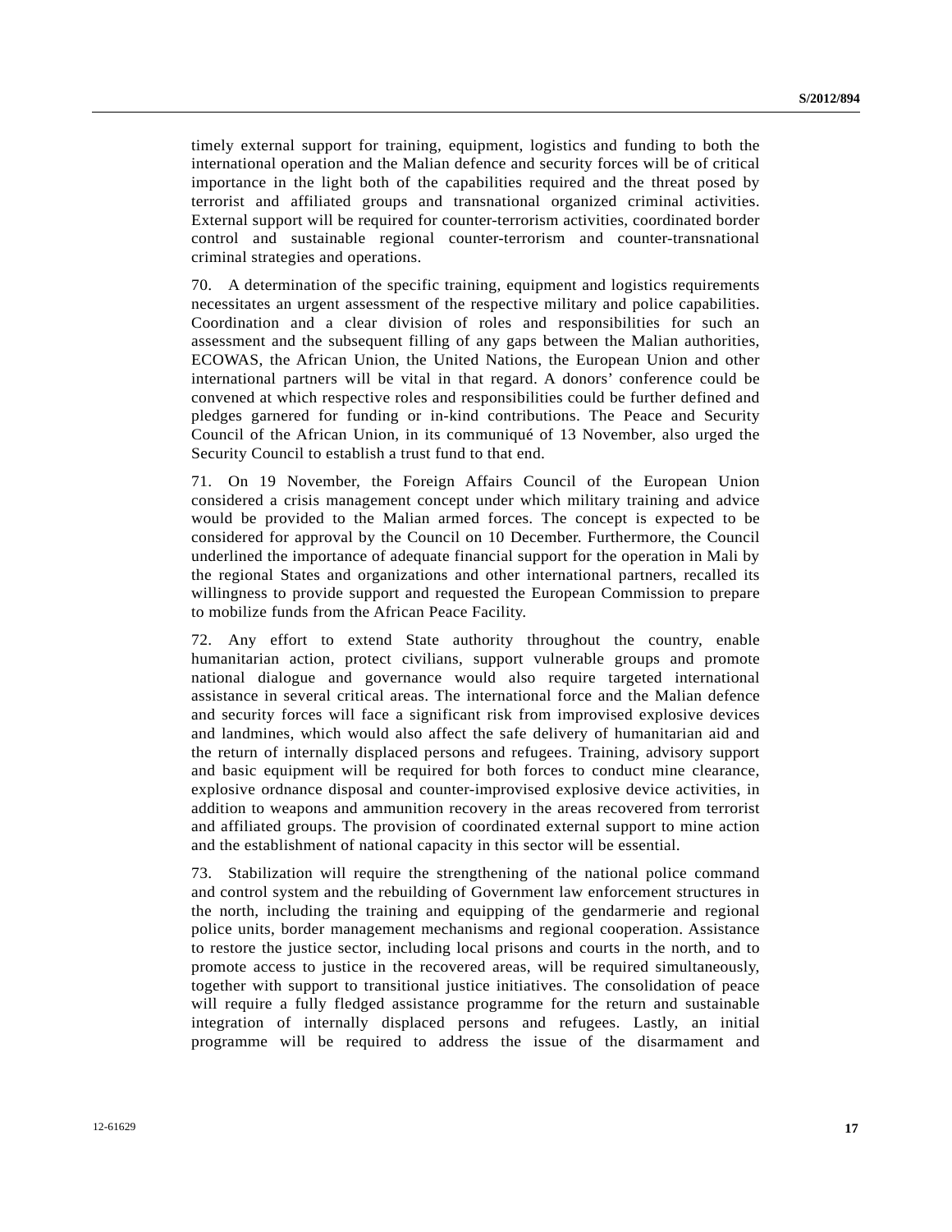timely external support for training, equipment, logistics and funding to both the international operation and the Malian defence and security forces will be of critical importance in the light both of the capabilities required and the threat posed by terrorist and affiliated groups and transnational organized criminal activities. External support will be required for counter-terrorism activities, coordinated border control and sustainable regional counter-terrorism and counter-transnational criminal strategies and operations.

70. A determination of the specific training, equipment and logistics requirements necessitates an urgent assessment of the respective military and police capabilities. Coordination and a clear division of roles and responsibilities for such an assessment and the subsequent filling of any gaps between the Malian authorities, ECOWAS, the African Union, the United Nations, the European Union and other international partners will be vital in that regard. A donors' conference could be convened at which respective roles and responsibilities could be further defined and pledges garnered for funding or in-kind contributions. The Peace and Security Council of the African Union, in its communiqué of 13 November, also urged the Security Council to establish a trust fund to that end.

71. On 19 November, the Foreign Affairs Council of the European Union considered a crisis management concept under which military training and advice would be provided to the Malian armed forces. The concept is expected to be considered for approval by the Council on 10 December. Furthermore, the Council underlined the importance of adequate financial support for the operation in Mali by the regional States and organizations and other international partners, recalled its willingness to provide support and requested the European Commission to prepare to mobilize funds from the African Peace Facility.

72. Any effort to extend State authority throughout the country, enable humanitarian action, protect civilians, support vulnerable groups and promote national dialogue and governance would also require targeted international assistance in several critical areas. The international force and the Malian defence and security forces will face a significant risk from improvised explosive devices and landmines, which would also affect the safe delivery of humanitarian aid and the return of internally displaced persons and refugees. Training, advisory support and basic equipment will be required for both forces to conduct mine clearance, explosive ordnance disposal and counter-improvised explosive device activities, in addition to weapons and ammunition recovery in the areas recovered from terrorist and affiliated groups. The provision of coordinated external support to mine action and the establishment of national capacity in this sector will be essential.

73. Stabilization will require the strengthening of the national police command and control system and the rebuilding of Government law enforcement structures in the north, including the training and equipping of the gendarmerie and regional police units, border management mechanisms and regional cooperation. Assistance to restore the justice sector, including local prisons and courts in the north, and to promote access to justice in the recovered areas, will be required simultaneously, together with support to transitional justice initiatives. The consolidation of peace will require a fully fledged assistance programme for the return and sustainable integration of internally displaced persons and refugees. Lastly, an initial programme will be required to address the issue of the disarmament and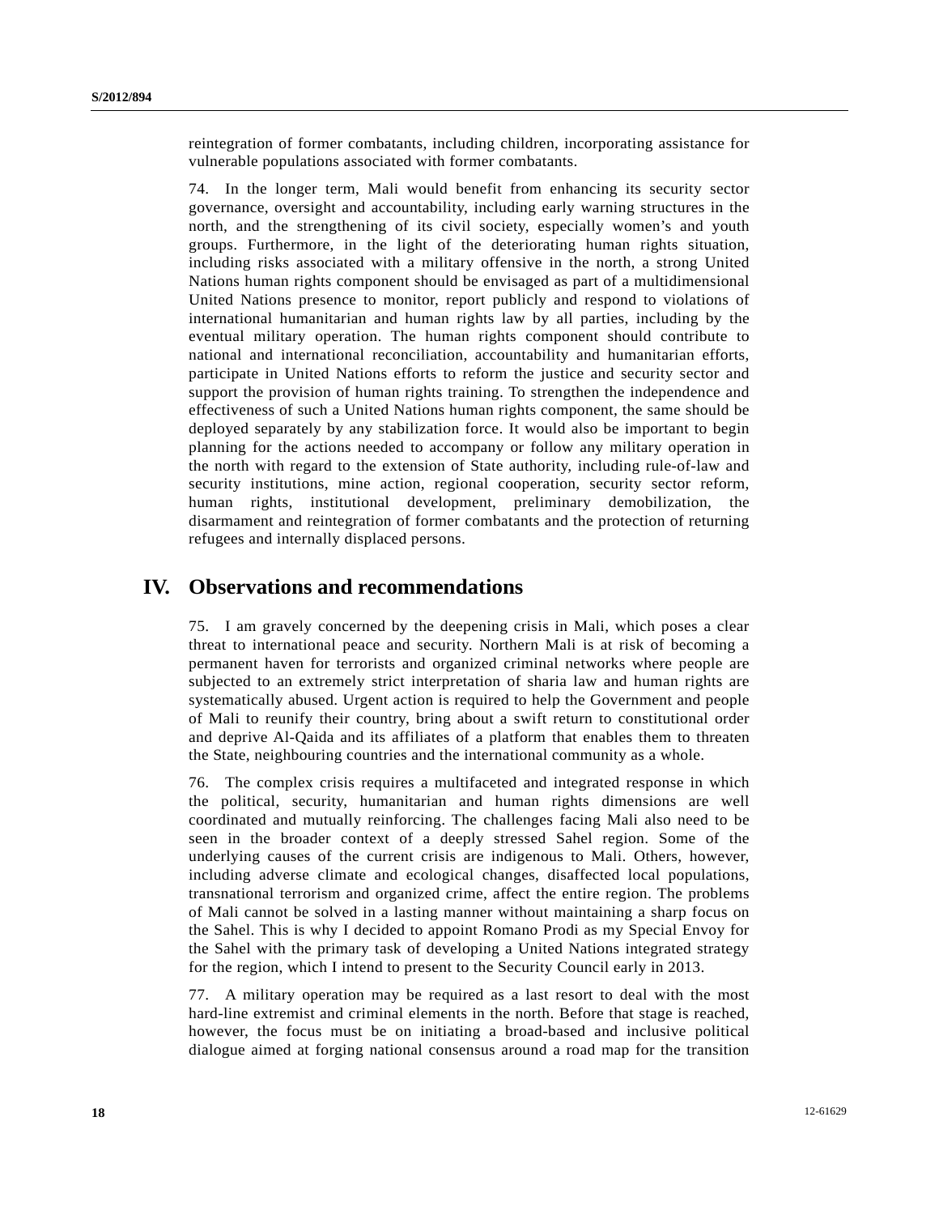reintegration of former combatants, including children, incorporating assistance for vulnerable populations associated with former combatants.

74. In the longer term, Mali would benefit from enhancing its security sector governance, oversight and accountability, including early warning structures in the north, and the strengthening of its civil society, especially women's and youth groups. Furthermore, in the light of the deteriorating human rights situation, including risks associated with a military offensive in the north, a strong United Nations human rights component should be envisaged as part of a multidimensional United Nations presence to monitor, report publicly and respond to violations of international humanitarian and human rights law by all parties, including by the eventual military operation. The human rights component should contribute to national and international reconciliation, accountability and humanitarian efforts, participate in United Nations efforts to reform the justice and security sector and support the provision of human rights training. To strengthen the independence and effectiveness of such a United Nations human rights component, the same should be deployed separately by any stabilization force. It would also be important to begin planning for the actions needed to accompany or follow any military operation in the north with regard to the extension of State authority, including rule-of-law and security institutions, mine action, regional cooperation, security sector reform, human rights, institutional development, preliminary demobilization, the disarmament and reintegration of former combatants and the protection of returning refugees and internally displaced persons.

# IV. Observations and recommendations

75. I am gravely concerned by the deepening crisis in Mali, which poses a clear threat to international peace and security. Northern Mali is at risk of becoming a permanent haven for terrorists and organized criminal networks where people are subjected to an extremely strict interpretation of sharia law and human rights are systematically abused. Urgent action is required to help the Government and people of Mali to reunify their country, bring about a swift return to constitutional order and deprive Al-Qaida and its affiliates of a platform that enables them to threaten the State, neighbouring countries and the international community as a whole.

76. The complex crisis requires a multifaceted and integrated response in which the political, security, humanitarian and human rights dimensions are well coordinated and mutually reinforcing. The challenges facing Mali also need to be seen in the broader context of a deeply stressed Sahel region. Some of the underlying causes of the current crisis are indigenous to Mali. Others, however, including adverse climate and ecological changes, disaffected local populations, transnational terrorism and organized crime, affect the entire region. The problems of Mali cannot be solved in a lasting manner without maintaining a sharp focus on the Sahel. This is why I decided to appoint Romano Prodi as my Special Envoy for the Sahel with the primary task of developing a United Nations integrated strategy for the region, which I intend to present to the Security Council early in 2013.

77. A military operation may be required as a last resort to deal with the most hard-line extremist and criminal elements in the north. Before that stage is reached, however, the focus must be on initiating a broad-based and inclusive political dialogue aimed at forging national consensus around a road map for the transition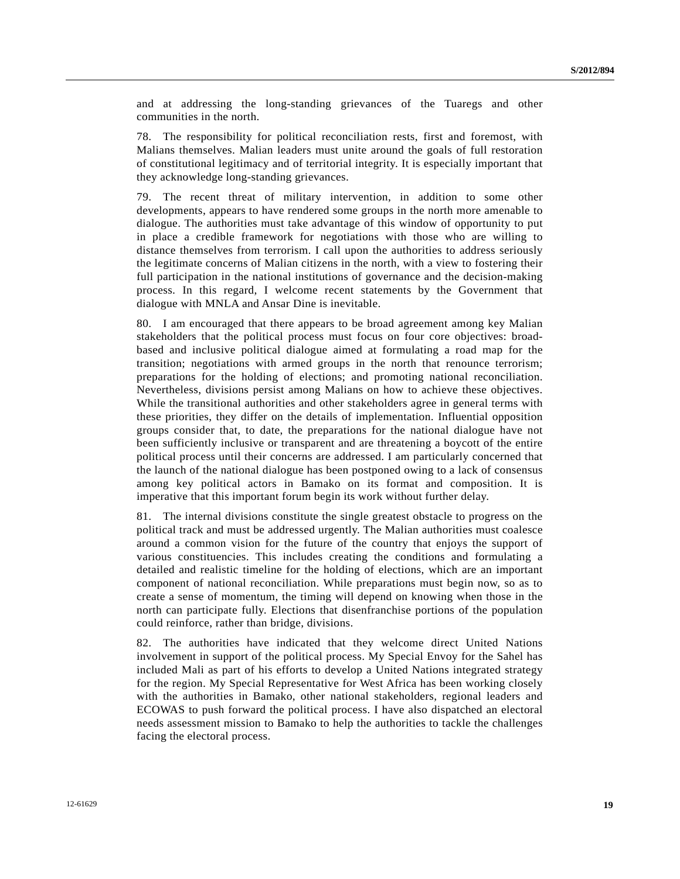and at addressing the long-standing grievances of the Tuaregs and other communities in the north.

78. The responsibility for political reconciliation rests, first and foremost, with Malians themselves. Malian leaders must unite around the goals of full restoration of constitutional legitimacy and of territorial integrity. It is especially important that they acknowledge long-standing grievances.

79. The recent threat of military intervention, in addition to some other developments, appears to have rendered some groups in the north more amenable to dialogue. The authorities must take advantage of this window of opportunity to put in place a credible framework for negotiations with those who are willing to distance themselves from terrorism. I call upon the authorities to address seriously the legitimate concerns of Malian citizens in the north, with a view to fostering their full participation in the national institutions of governance and the decision-making process. In this regard, I welcome recent statements by the Government that dialogue with MNLA and Ansar Dine is inevitable.

80. I am encouraged that there appears to be broad agreement among key Malian stakeholders that the political process must focus on four core objectives: broad-based and inclusive political dialogue aimed at formulating a road map for the transition; negotiations with armed groups in the north that renounce terrorism; preparations for the holding of elections; and promoting national reconciliation. Nevertheless, divisions persist among Malians on how to achieve these objectives. While the transitional authorities and other stakeholders agree in general terms with these priorities, they differ on the details of implementation. Influential opposition groups consider that, to date, the preparations for the national dialogue have not been sufficiently inclusive or transparent and are threatening a boycott of the entire political process until their concerns are addressed. I am particularly concerned that the launch of the national dialogue has been postponed owing to a lack of consensus among key political actors in Bamako on its format and composition. It is imperative that this important forum begin its work without further delay.

81. The internal divisions constitute the single greatest obstacle to progress on the political track and must be addressed urgently. The Malian authorities must coalesce around a common vision for the future of the country that enjoys the support of various constituencies. This includes creating the conditions and formulating a detailed and realistic timeline for the holding of elections, which are an important component of national reconciliation. While preparations must begin now, so as to create a sense of momentum, the timing will depend on knowing when those in the north can participate fully. Elections that disenfranchise portions of the population could reinforce, rather than bridge, divisions.

82. The authorities have indicated that they welcome direct United Nations involvement in support of the political process. My Special Envoy for the Sahel has included Mali as part of his efforts to develop a United Nations integrated strategy for the region. My Special Representative for West Africa has been working closely with the authorities in Bamako, other national stakeholders, regional leaders and ECOWAS to push forward the political process. I have also dispatched an electoral needs assessment mission to Bamako to help the authorities to tackle the challenges facing the electoral process.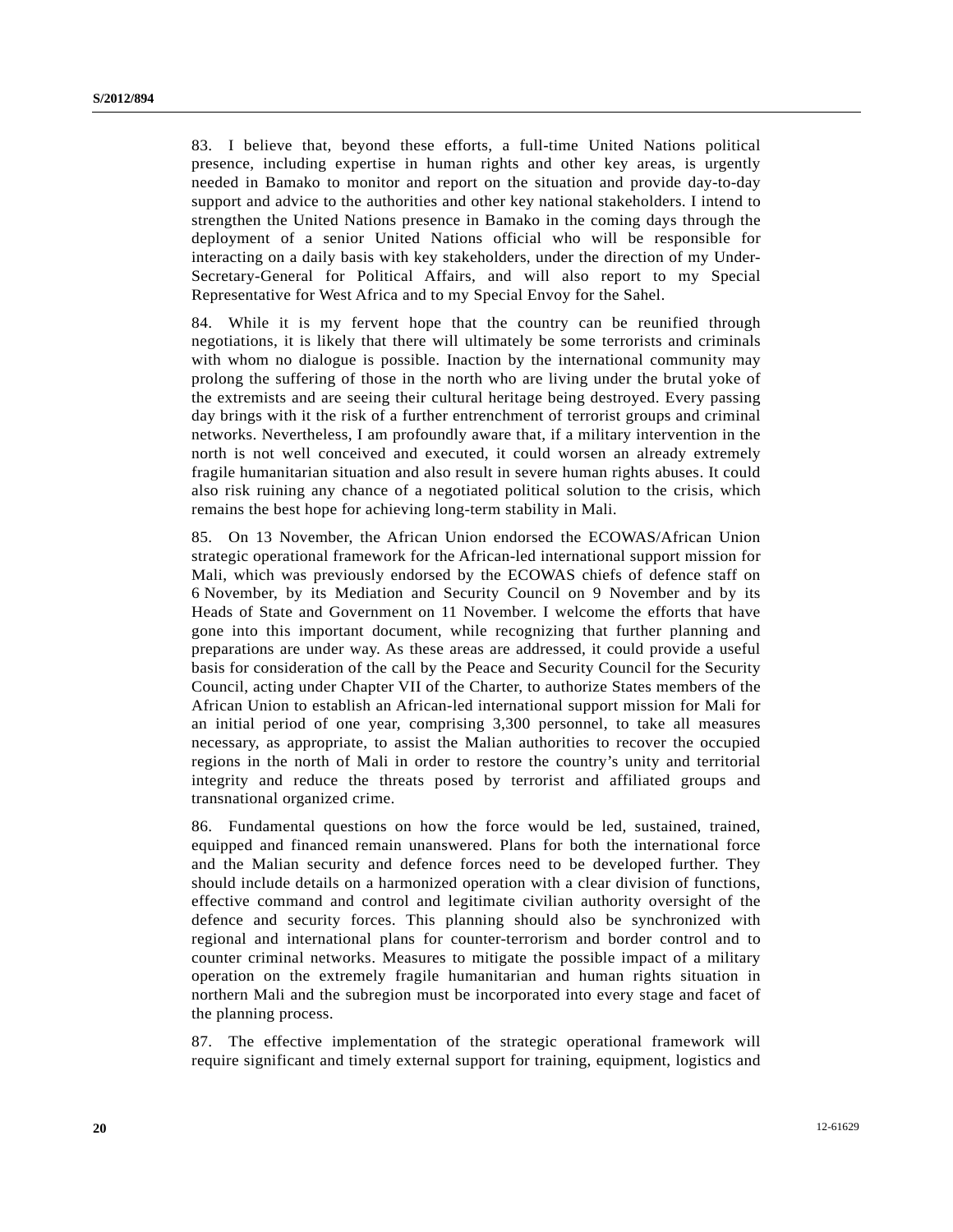83. I believe that, beyond these efforts, a full-time United Nations political presence, including expertise in human rights and other key areas, is urgently needed in Bamako to monitor and report on the situation and provide day-to-day support and advice to the authorities and other key national stakeholders. I intend to strengthen the United Nations presence in Bamako in the coming days through the deployment of a senior United Nations official who will be responsible for interacting on a daily basis with key stakeholders, under the direction of my Under-Secretary-General for Political Affairs, and will also report to my Special Representative for West Africa and to my Special Envoy for the Sahel.

84. While it is my fervent hope that the country can be reunified through negotiations, it is likely that there will ultimately be some terrorists and criminals with whom no dialogue is possible. Inaction by the international community may prolong the suffering of those in the north who are living under the brutal yoke of the extremists and are seeing their cultural heritage being destroyed. Every passing day brings with it the risk of a further entrenchment of terrorist groups and criminal networks. Nevertheless, I am profoundly aware that, if a military intervention in the north is not well conceived and executed, it could worsen an already extremely fragile humanitarian situation and also result in severe human rights abuses. It could also risk ruining any chance of a negotiated political solution to the crisis, which remains the best hope for achieving long-term stability in Mali.

85. On 13 November, the African Union endorsed the ECOWAS/African Union strategic operational framework for the African-led international support mission for Mali, which was previously endorsed by the ECOWAS chiefs of defence staff on 6 November, by its Mediation and Security Council on 9 November and by its Heads of State and Government on 11 November. I welcome the efforts that have gone into this important document, while recognizing that further planning and preparations are under way. As these areas are addressed, it could provide a useful basis for consideration of the call by the Peace and Security Council for the Security Council, acting under Chapter VII of the Charter, to authorize States members of the African Union to establish an African-led international support mission for Mali for an initial period of one year, comprising 3,300 personnel, to take all measures necessary, as appropriate, to assist the Malian authorities to recover the occupied regions in the north of Mali in order to restore the country's unity and territorial integrity and reduce the threats posed by terrorist and affiliated groups and transnational organized crime.

86. Fundamental questions on how the force would be led, sustained, trained, equipped and financed remain unanswered. Plans for both the international force and the Malian security and defence forces need to be developed further. They should include details on a harmonized operation with a clear division of functions, effective command and control and legitimate civilian authority oversight of the defence and security forces. This planning should also be synchronized with regional and international plans for counter-terrorism and border control and to counter criminal networks. Measures to mitigate the possible impact of a military operation on the extremely fragile humanitarian and human rights situation in northern Mali and the subregion must be incorporated into every stage and facet of the planning process.

87. The effective implementation of the strategic operational framework will require significant and timely external support for training, equipment, logistics and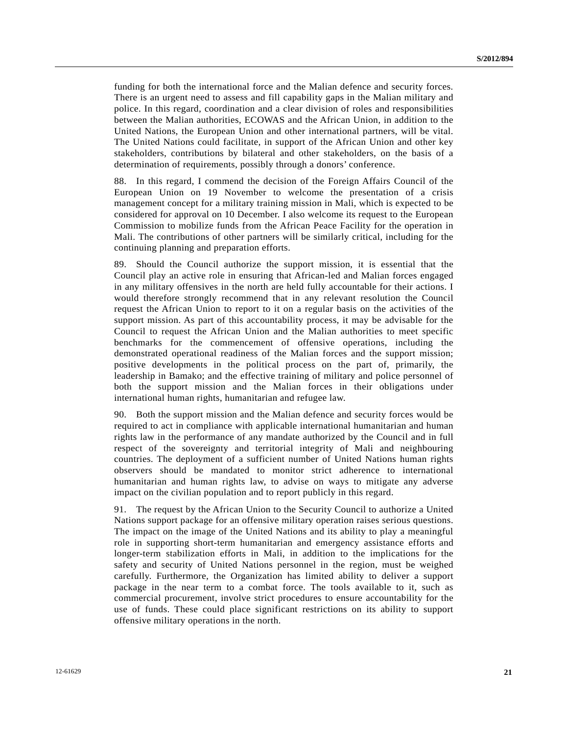funding for both the international force and the Malian defence and security forces. There is an urgent need to assess and fill capability gaps in the Malian military and police. In this regard, coordination and a clear division of roles and responsibilities between the Malian authorities, ECOWAS and the African Union, in addition to the United Nations, the European Union and other international partners, will be vital. The United Nations could facilitate, in support of the African Union and other key stakeholders, contributions by bilateral and other stakeholders, on the basis of a determination of requirements, possibly through a donors' conference.

88. In this regard, I commend the decision of the Foreign Affairs Council of the European Union on 19 November to welcome the presentation of a crisis management concept for a military training mission in Mali, which is expected to be considered for approval on 10 December. I also welcome its request to the European Commission to mobilize funds from the African Peace Facility for the operation in Mali. The contributions of other partners will be similarly critical, including for the continuing planning and preparation efforts.

89. Should the Council authorize the support mission, it is essential that the Council play an active role in ensuring that African-led and Malian forces engaged in any military offensives in the north are held fully accountable for their actions. I would therefore strongly recommend that in any relevant resolution the Council request the African Union to report to it on a regular basis on the activities of the support mission. As part of this accountability process, it may be advisable for the Council to request the African Union and the Malian authorities to meet specific benchmarks for the commencement of offensive operations, including the demonstrated operational readiness of the Malian forces and the support mission; positive developments in the political process on the part of, primarily, the leadership in Bamako; and the effective training of military and police personnel of both the support mission and the Malian forces in their obligations under international human rights, humanitarian and refugee law.

90. Both the support mission and the Malian defence and security forces would be required to act in compliance with applicable international humanitarian and human rights law in the performance of any mandate authorized by the Council and in full respect of the sovereignty and territorial integrity of Mali and neighbouring countries. The deployment of a sufficient number of United Nations human rights observers should be mandated to monitor strict adherence to international humanitarian and human rights law, to advise on ways to mitigate any adverse impact on the civilian population and to report publicly in this regard.

91. The request by the African Union to the Security Council to authorize a United Nations support package for an offensive military operation raises serious questions. The impact on the image of the United Nations and its ability to play a meaningful role in supporting short-term humanitarian and emergency assistance efforts and longer-term stabilization efforts in Mali, in addition to the implications for the safety and security of United Nations personnel in the region, must be weighed carefully. Furthermore, the Organization has limited ability to deliver a support package in the near term to a combat force. The tools available to it, such as commercial procurement, involve strict procedures to ensure accountability for the use of funds. These could place significant restrictions on its ability to support offensive military operations in the north.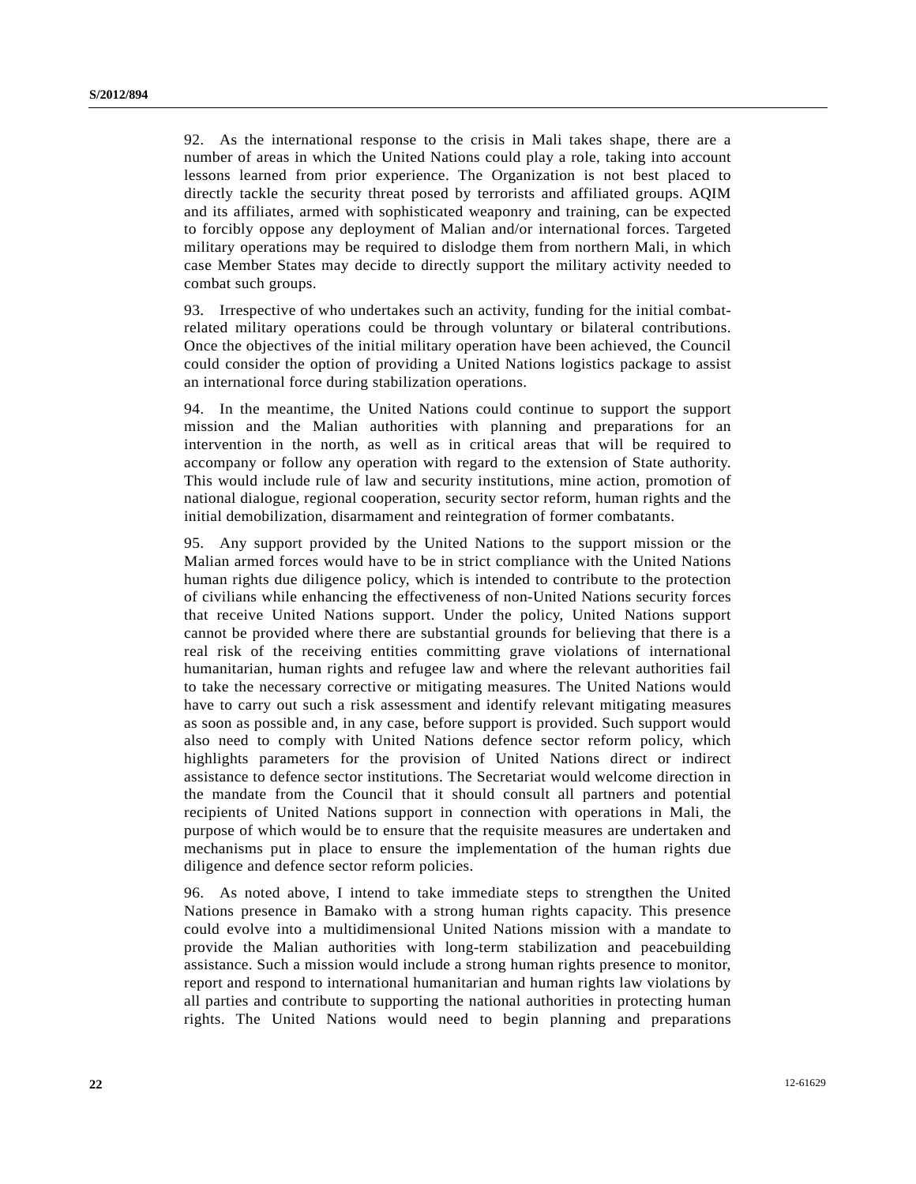92. As the international response to the crisis in Mali takes shape, there are a number of areas in which the United Nations could play a role, taking into account lessons learned from prior experience. The Organization is not best placed to directly tackle the security threat posed by terrorists and affiliated groups. AQIM and its affiliates, armed with sophisticated weaponry and training, can be expected to forcibly oppose any deployment of Malian and/or international forces. Targeted military operations may be required to dislodge them from northern Mali, in which case Member States may decide to directly support the military activity needed to combat such groups.

93. Irrespective of who undertakes such an activity, funding for the initial combat-related military operations could be through voluntary or bilateral contributions. Once the objectives of the initial military operation have been achieved, the Council could consider the option of providing a United Nations logistics package to assist an international force during stabilization operations.

94. In the meantime, the United Nations could continue to support the support mission and the Malian authorities with planning and preparations for an intervention in the north, as well as in critical areas that will be required to accompany or follow any operation with regard to the extension of State authority. This would include rule of law and security institutions, mine action, promotion of national dialogue, regional cooperation, security sector reform, human rights and the initial demobilization, disarmament and reintegration of former combatants.

95. Any support provided by the United Nations to the support mission or the Malian armed forces would have to be in strict compliance with the United Nations human rights due diligence policy, which is intended to contribute to the protection of civilians while enhancing the effectiveness of non-United Nations security forces that receive United Nations support. Under the policy, United Nations support cannot be provided where there are substantial grounds for believing that there is a real risk of the receiving entities committing grave violations of international humanitarian, human rights and refugee law and where the relevant authorities fail to take the necessary corrective or mitigating measures. The United Nations would have to carry out such a risk assessment and identify relevant mitigating measures as soon as possible and, in any case, before support is provided. Such support would also need to comply with United Nations defence sector reform policy, which highlights parameters for the provision of United Nations direct or indirect assistance to defence sector institutions. The Secretariat would welcome direction in the mandate from the Council that it should consult all partners and potential recipients of United Nations support in connection with operations in Mali, the purpose of which would be to ensure that the requisite measures are undertaken and mechanisms put in place to ensure the implementation of the human rights due diligence and defence sector reform policies.

96. As noted above, I intend to take immediate steps to strengthen the United Nations presence in Bamako with a strong human rights capacity. This presence could evolve into a multidimensional United Nations mission with a mandate to provide the Malian authorities with long-term stabilization and peacebuilding assistance. Such a mission would include a strong human rights presence to monitor, report and respond to international humanitarian and human rights law violations by all parties and contribute to supporting the national authorities in protecting human rights. The United Nations would need to begin planning and preparations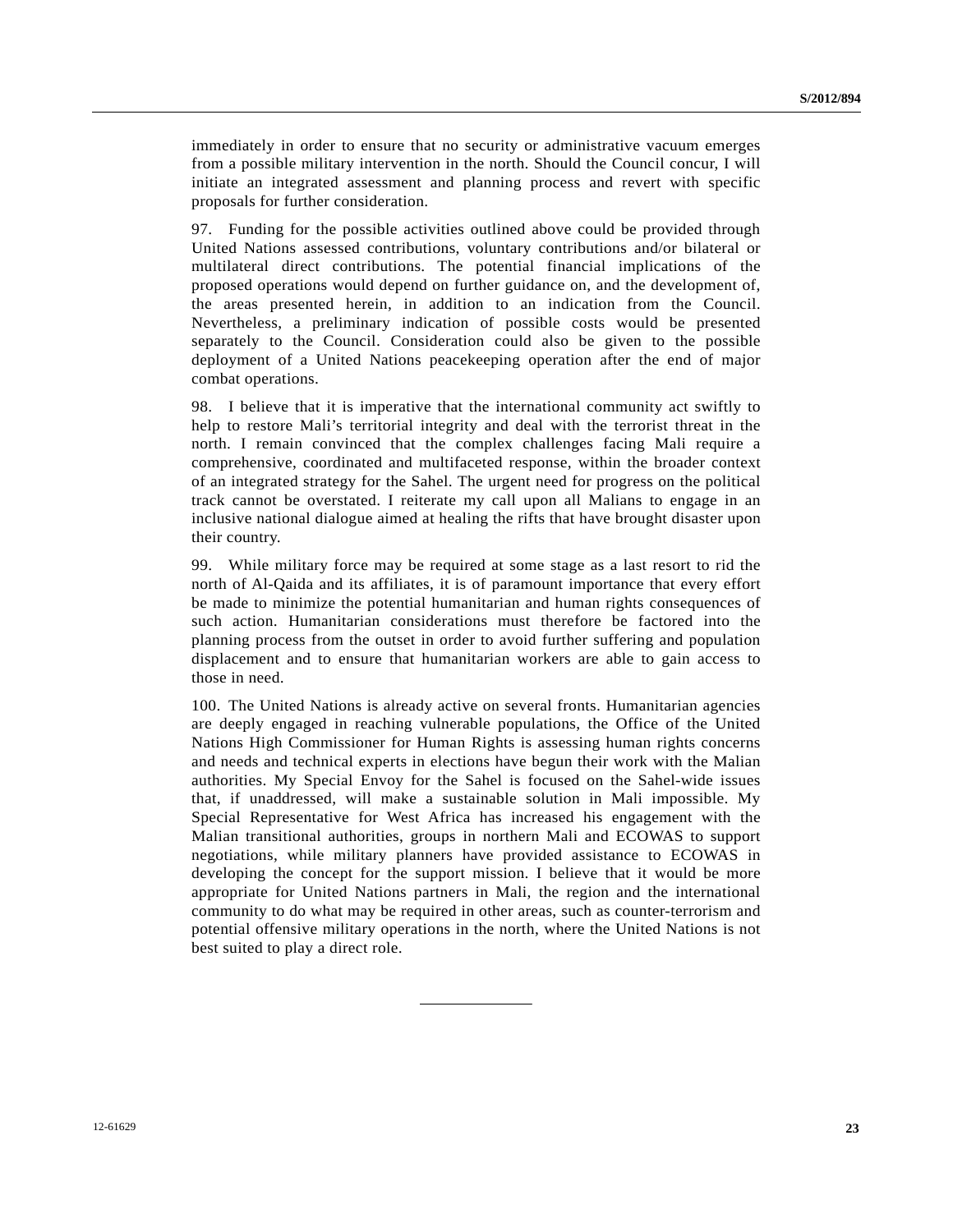immediately in order to ensure that no security or administrative vacuum emerges from a possible military intervention in the north. Should the Council concur, I will initiate an integrated assessment and planning process and revert with specific proposals for further consideration.

97. Funding for the possible activities outlined above could be provided through United Nations assessed contributions, voluntary contributions and/or bilateral or multilateral direct contributions. The potential financial implications of the proposed operations would depend on further guidance on, and the development of, the areas presented herein, in addition to an indication from the Council. Nevertheless, a preliminary indication of possible costs would be presented separately to the Council. Consideration could also be given to the possible deployment of a United Nations peacekeeping operation after the end of major combat operations.

98. I believe that it is imperative that the international community act swiftly to help to restore Mali's territorial integrity and deal with the terrorist threat in the north. I remain convinced that the complex challenges facing Mali require a comprehensive, coordinated and multifaceted response, within the broader context of an integrated strategy for the Sahel. The urgent need for progress on the political track cannot be overstated. I reiterate my call upon all Malians to engage in an inclusive national dialogue aimed at healing the rifts that have brought disaster upon their country.

99. While military force may be required at some stage as a last resort to rid the north of Al-Qaida and its affiliates, it is of paramount importance that every effort be made to minimize the potential humanitarian and human rights consequences of such action. Humanitarian considerations must therefore be factored into the planning process from the outset in order to avoid further suffering and population displacement and to ensure that humanitarian workers are able to gain access to those in need.

100. The United Nations is already active on several fronts. Humanitarian agencies are deeply engaged in reaching vulnerable populations, the Office of the United Nations High Commissioner for Human Rights is assessing human rights concerns and needs and technical experts in elections have begun their work with the Malian authorities. My Special Envoy for the Sahel is focused on the Sahel-wide issues that, if unaddressed, will make a sustainable solution in Mali impossible. My Special Representative for West Africa has increased his engagement with the Malian transitional authorities, groups in northern Mali and ECOWAS to support negotiations, while military planners have provided assistance to ECOWAS in developing the concept for the support mission. I believe that it would be more appropriate for United Nations partners in Mali, the region and the international community to do what may be required in other areas, such as counter-terrorism and potential offensive military operations in the north, where the United Nations is not best suited to play a direct role.